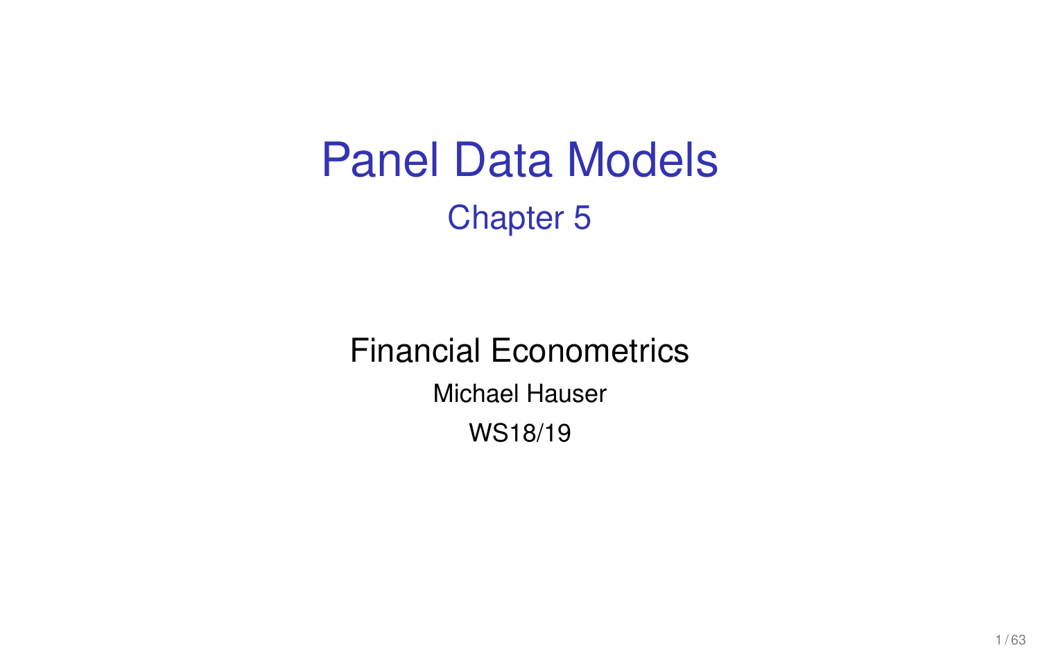# Panel Data Models

## Chapter 5

Financial Econometrics

Michael Hauser

WS18/19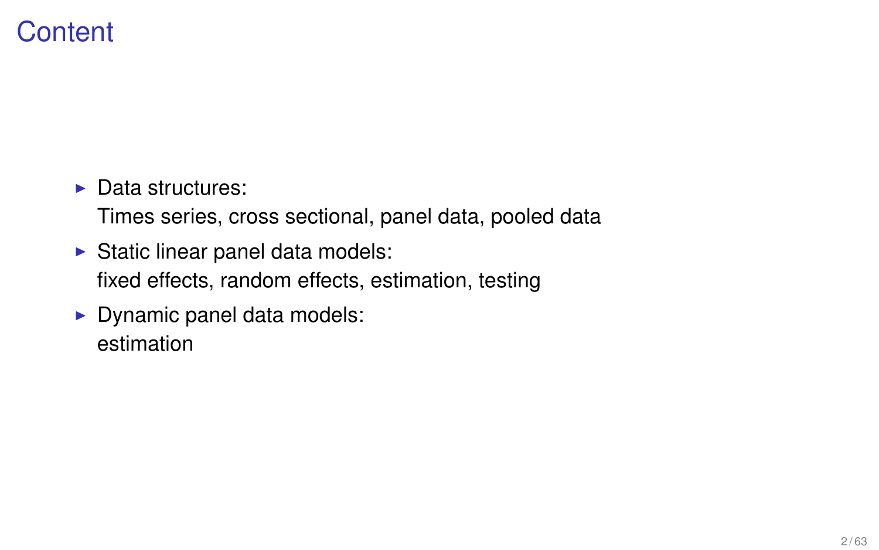# Content

- Data structures:
  Times series, cross sectional, panel data, pooled data
- Static linear panel data models:
  fixed effects, random effects, estimation, testing
- Dynamic panel data models:
  estimation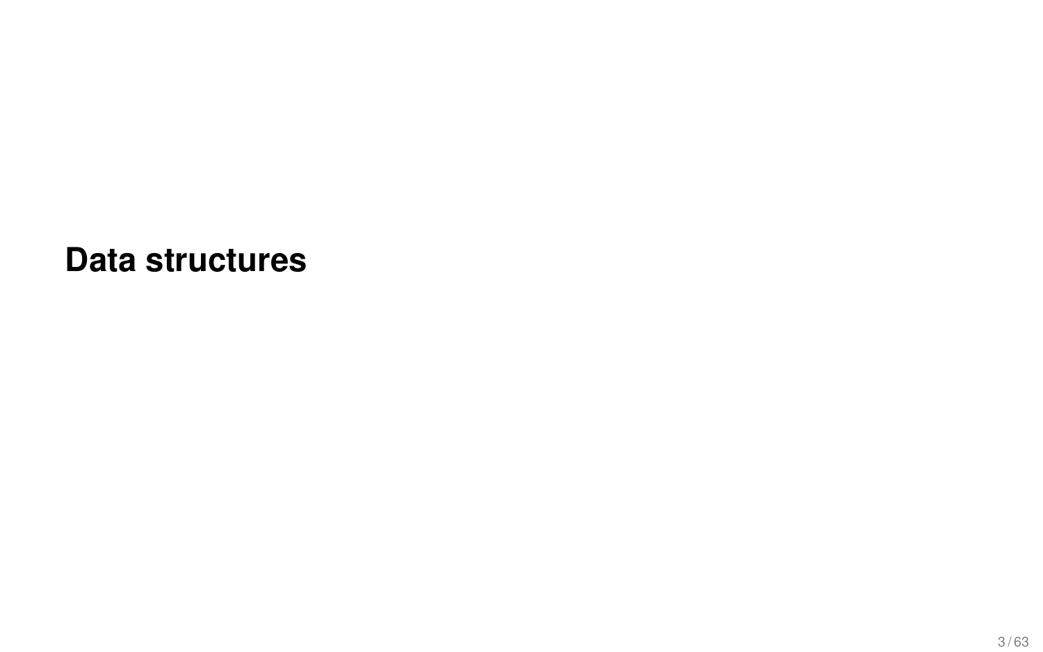# Data structures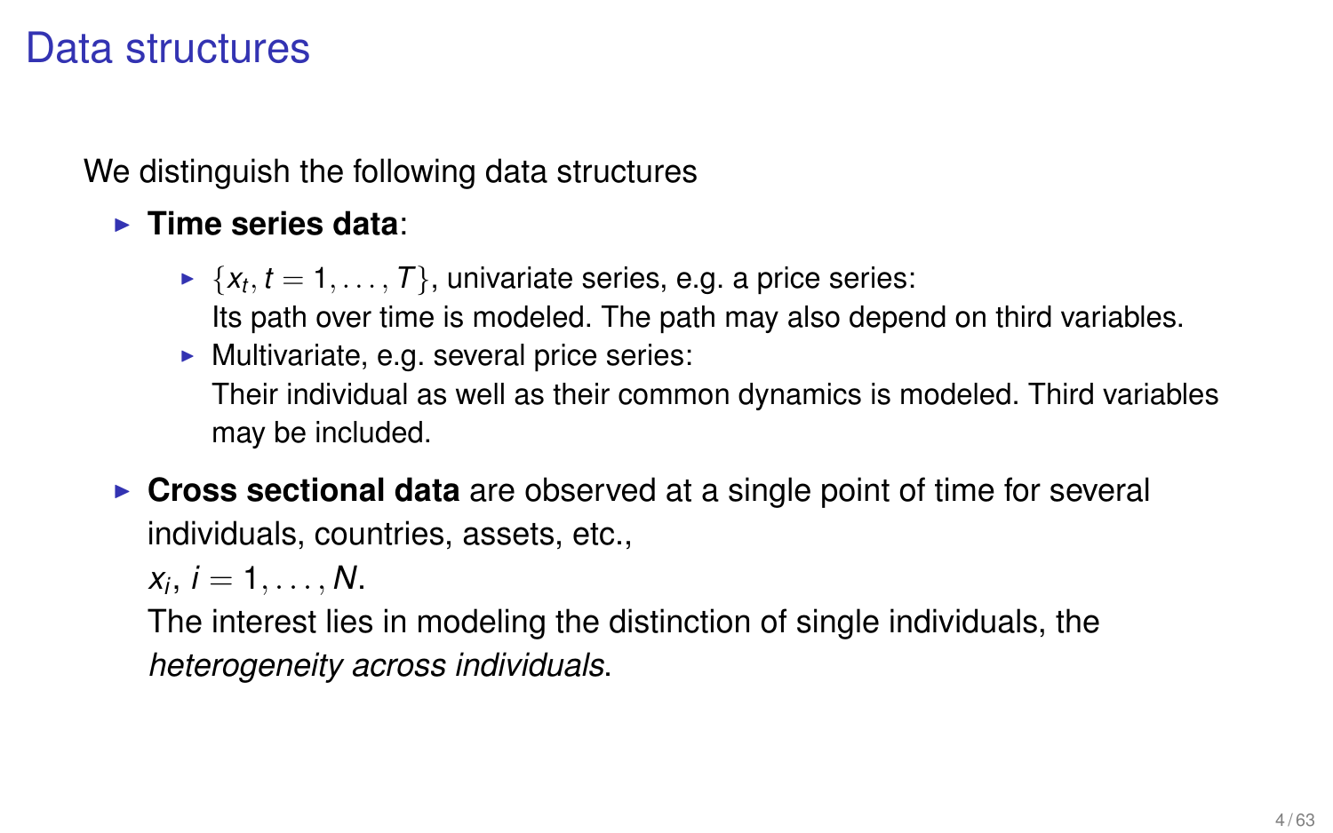# Data structures

We distinguish the following data structures

- **Time series data**:
  - $\{x_t, t = 1, \ldots, T\}$, univariate series, e.g. a price series:
    Its path over time is modeled. The path may also depend on third variables.
  - Multivariate, e.g. several price series:
    Their individual as well as their common dynamics is modeled. Third variables may be included.
- **Cross sectional data** are observed at a single point of time for several individuals, countries, assets, etc.,
  $x_i$, $i = 1, \ldots, N$.
  The interest lies in modeling the distinction of single individuals, the *heterogeneity across individuals*.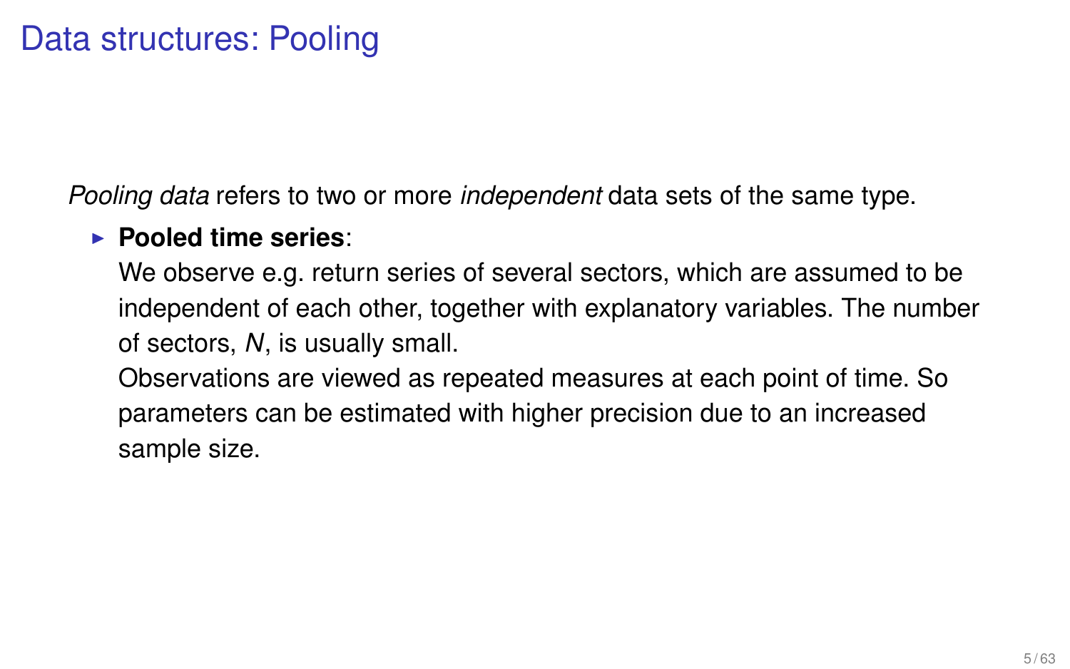# Data structures: Pooling

*Pooling data* refers to two or more *independent* data sets of the same type.

- **Pooled time series**:
  We observe e.g. return series of several sectors, which are assumed to be independent of each other, together with explanatory variables. The number of sectors, $N$, is usually small.
  Observations are viewed as repeated measures at each point of time. So parameters can be estimated with higher precision due to an increased sample size.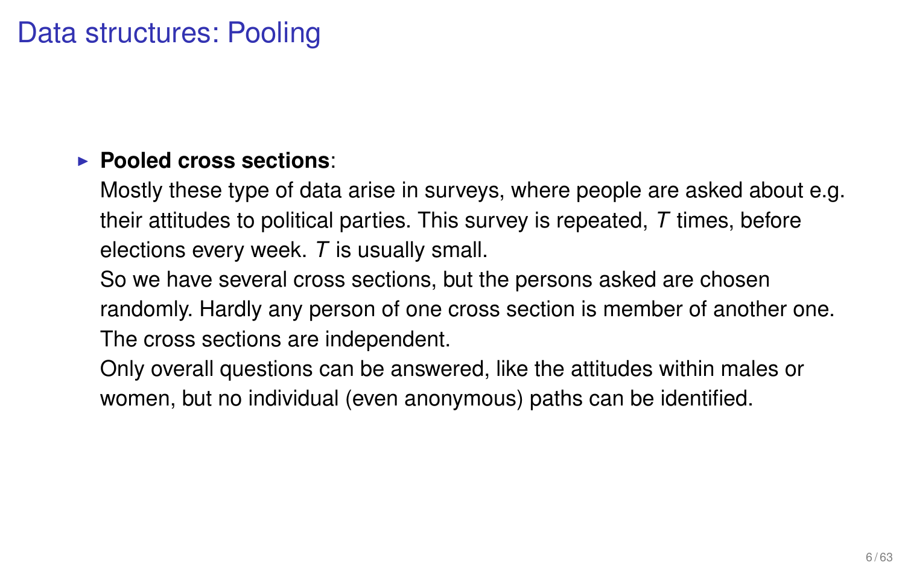# Data structures: Pooling

- **Pooled cross sections**:
  Mostly these type of data arise in surveys, where people are asked about e.g. their attitudes to political parties. This survey is repeated, $T$ times, before elections every week. $T$ is usually small.
  So we have several cross sections, but the persons asked are chosen randomly. Hardly any person of one cross section is member of another one. The cross sections are independent.
  Only overall questions can be answered, like the attitudes within males or women, but no individual (even anonymous) paths can be identified.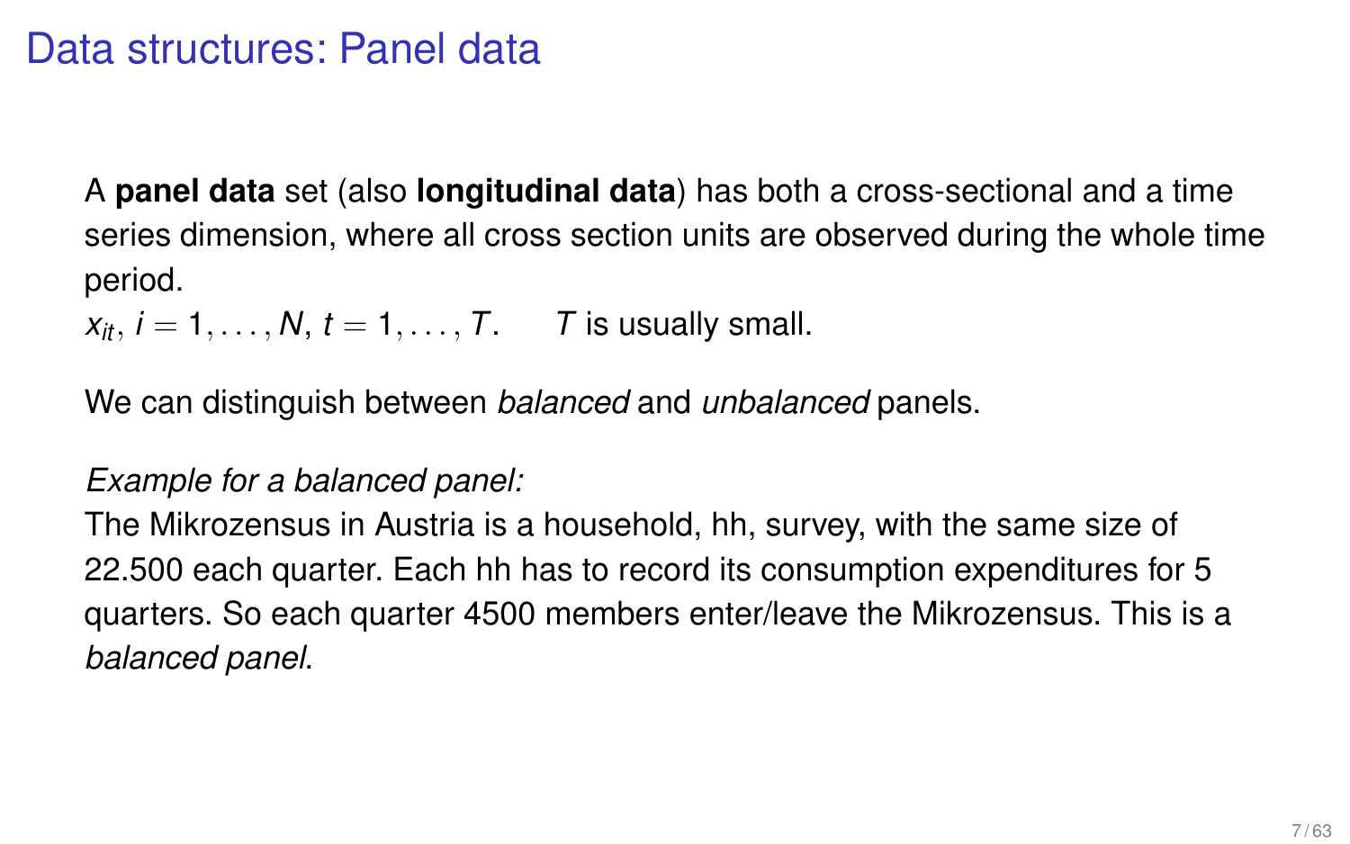# Data structures: Panel data

A **panel data** set (also **longitudinal data**) has both a cross-sectional and a time series dimension, where all cross section units are observed during the whole time period.

$x_{it}$, $i = 1, \ldots, N$, $t = 1, \ldots, T$.     $T$ is usually small.

We can distinguish between *balanced* and *unbalanced* panels.

*Example for a balanced panel:*
The Mikrozensus in Austria is a household, hh, survey, with the same size of 22.500 each quarter. Each hh has to record its consumption expenditures for 5 quarters. So each quarter 4500 members enter/leave the Mikrozensus. This is a *balanced panel*.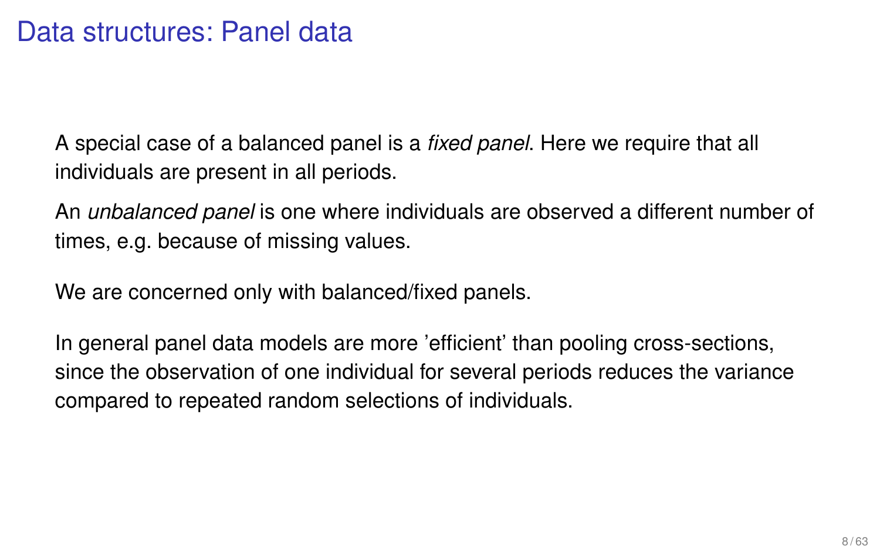# Data structures: Panel data

A special case of a balanced panel is a *fixed panel*. Here we require that all individuals are present in all periods.

An *unbalanced panel* is one where individuals are observed a different number of times, e.g. because of missing values.

We are concerned only with balanced/fixed panels.

In general panel data models are more 'efficient' than pooling cross-sections, since the observation of one individual for several periods reduces the variance compared to repeated random selections of individuals.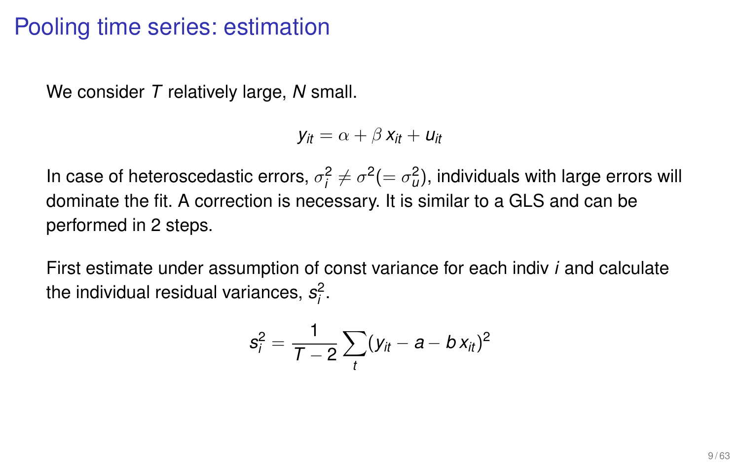# Pooling time series: estimation

We consider $T$ relatively large, $N$ small.

$$y_{it} = \alpha + \beta\, x_{it} + u_{it}$$

In case of heteroscedastic errors, $\sigma_i^2 \neq \sigma^2 (= \sigma_u^2)$, individuals with large errors will dominate the fit. A correction is necessary. It is similar to a GLS and can be performed in 2 steps.

First estimate under assumption of const variance for each indiv $i$ and calculate the individual residual variances, $s_i^2$.

$$s_i^2 = \frac{1}{T-2} \sum_t (y_{it} - a - b\, x_{it})^2$$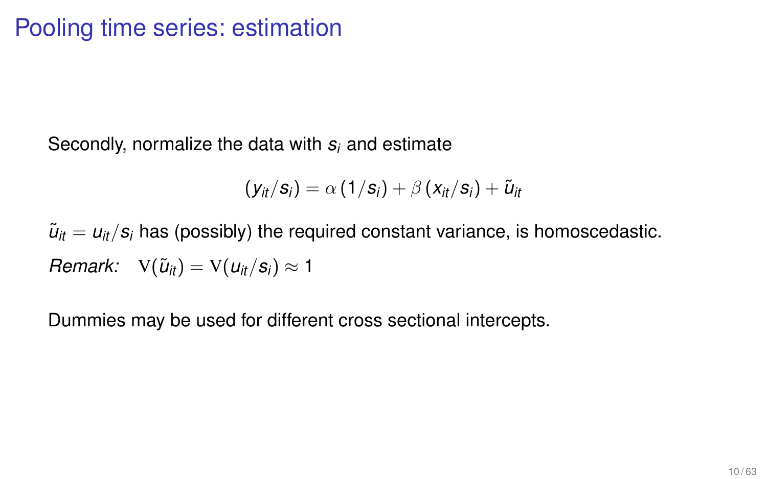# Pooling time series: estimation

Secondly, normalize the data with $s_i$ and estimate

$$(y_{it}/s_i) = \alpha\,(1/s_i) + \beta\,(x_{it}/s_i) + \tilde{u}_{it}$$

$\tilde{u}_{it} = u_{it}/s_i$ has (possibly) the required constant variance, is homoscedastic.

*Remark:* $\mathrm{V}(\tilde{u}_{it}) = \mathrm{V}(u_{it}/s_i) \approx 1$

Dummies may be used for different cross sectional intercepts.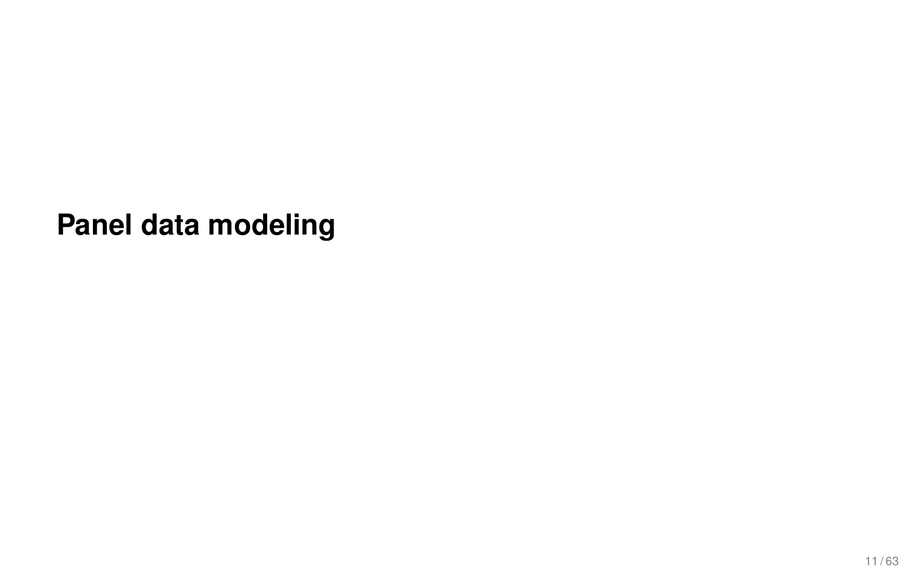# Panel data modeling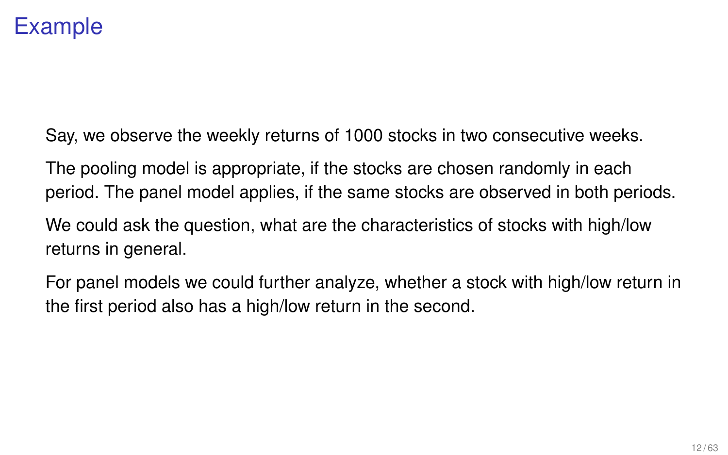# Example

Say, we observe the weekly returns of 1000 stocks in two consecutive weeks.

The pooling model is appropriate, if the stocks are chosen randomly in each period. The panel model applies, if the same stocks are observed in both periods.

We could ask the question, what are the characteristics of stocks with high/low returns in general.

For panel models we could further analyze, whether a stock with high/low return in the first period also has a high/low return in the second.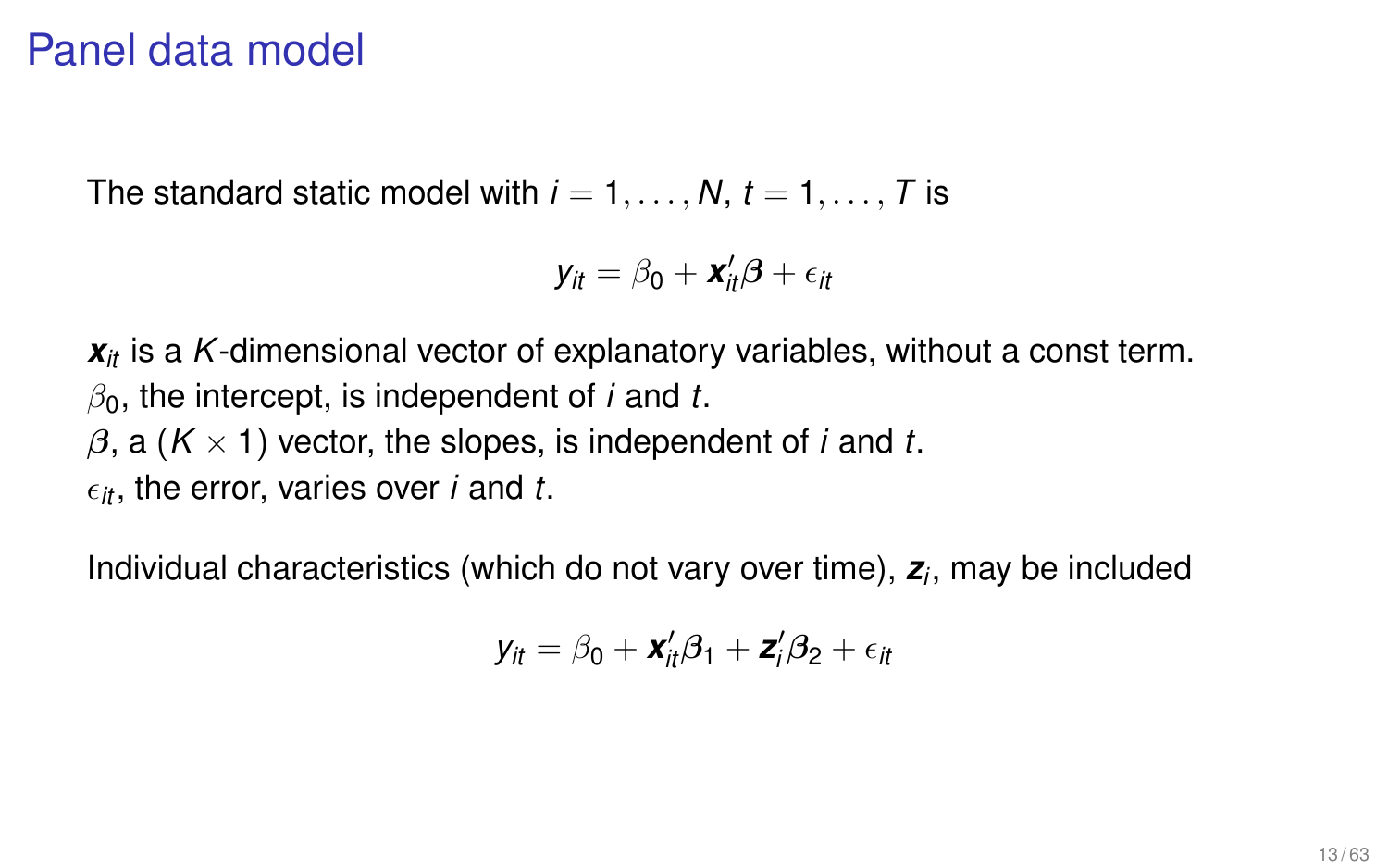# Panel data model

The standard static model with $i = 1, \ldots, N$, $t = 1, \ldots, T$ is

$$y_{it} = \beta_0 + \boldsymbol{x}_{it}'\boldsymbol{\beta} + \epsilon_{it}$$

$\boldsymbol{x}_{it}$ is a $K$-dimensional vector of explanatory variables, without a const term.
$\beta_0$, the intercept, is independent of $i$ and $t$.
$\boldsymbol{\beta}$, a $(K \times 1)$ vector, the slopes, is independent of $i$ and $t$.
$\epsilon_{it}$, the error, varies over $i$ and $t$.

Individual characteristics (which do not vary over time), $\boldsymbol{z}_i$, may be included

$$y_{it} = \beta_0 + \boldsymbol{x}_{it}'\boldsymbol{\beta}_1 + \boldsymbol{z}_i'\boldsymbol{\beta}_2 + \epsilon_{it}$$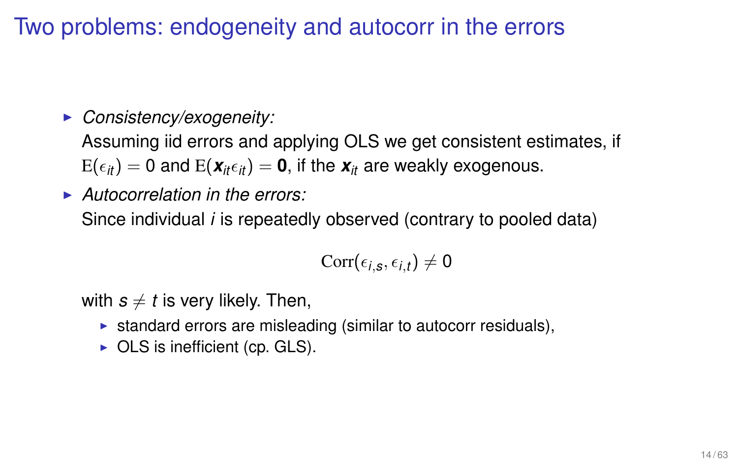# Two problems: endogeneity and autocorr in the errors

- *Consistency/exogeneity:*
  Assuming iid errors and applying OLS we get consistent estimates, if $\mathrm{E}(\epsilon_{it}) = 0$ and $\mathrm{E}(\boldsymbol{x}_{it}\epsilon_{it}) = \mathbf{0}$, if the $\boldsymbol{x}_{it}$ are weakly exogenous.
- *Autocorrelation in the errors:*
  Since individual $i$ is repeatedly observed (contrary to pooled data)

  $$\mathrm{Corr}(\epsilon_{i,s}, \epsilon_{i,t}) \neq 0$$

  with $s \neq t$ is very likely. Then,
  - standard errors are misleading (similar to autocorr residuals),
  - OLS is inefficient (cp. GLS).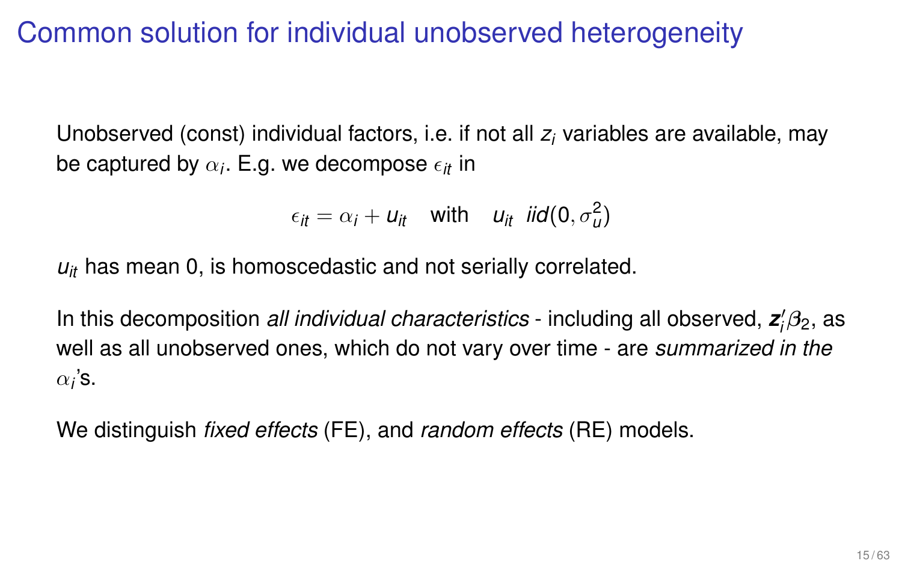# Common solution for individual unobserved heterogeneity

Unobserved (const) individual factors, i.e. if not all $z_i$ variables are available, may be captured by $\alpha_i$. E.g. we decompose $\epsilon_{it}$ in

$$\epsilon_{it} = \alpha_i + u_{it} \quad \text{with} \quad u_{it} \;\; iid(0, \sigma_u^2)$$

$u_{it}$ has mean 0, is homoscedastic and not serially correlated.

In this decomposition *all individual characteristics* - including all observed, $\mathbf{z}_i' \beta_2$, as well as all unobserved ones, which do not vary over time - are *summarized in the* $\alpha_i$'s.

We distinguish *fixed effects* (FE), and *random effects* (RE) models.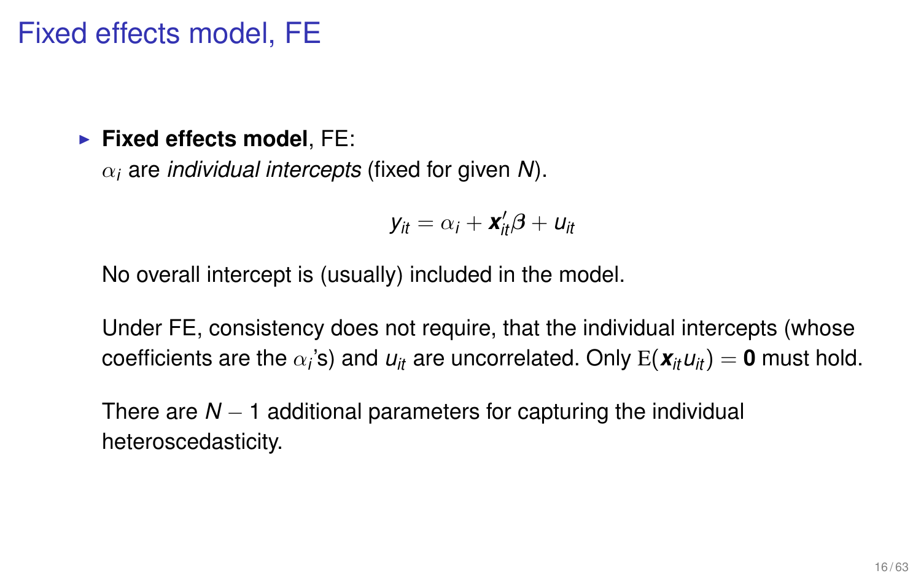# Fixed effects model, FE

- **Fixed effects model**, FE:
  $\alpha_i$ are *individual intercepts* (fixed for given $N$).

  $$y_{it} = \alpha_i + \boldsymbol{x}_{it}'\boldsymbol{\beta} + u_{it}$$

  No overall intercept is (usually) included in the model.

  Under FE, consistency does not require, that the individual intercepts (whose coefficients are the $\alpha_i$'s) and $u_{it}$ are uncorrelated. Only $\mathrm{E}(\boldsymbol{x}_{it} u_{it}) = \mathbf{0}$ must hold.

  There are $N - 1$ additional parameters for capturing the individual heteroscedasticity.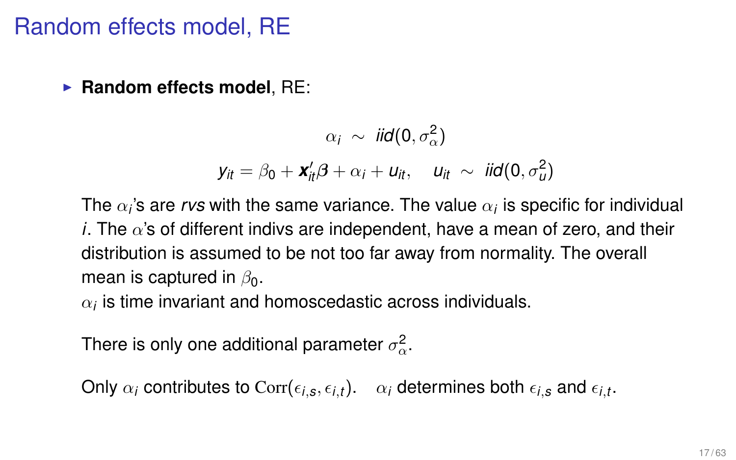# Random effects model, RE

- **Random effects model**, RE:

$$\alpha_i \sim iid(0, \sigma_\alpha^2)$$

$$y_{it} = \beta_0 + \boldsymbol{x}_{it}'\boldsymbol{\beta} + \alpha_i + u_{it}, \quad u_{it} \sim iid(0, \sigma_u^2)$$

The $\alpha_i$'s are *rvs* with the same variance. The value $\alpha_i$ is specific for individual $i$. The $\alpha$'s of different indivs are independent, have a mean of zero, and their distribution is assumed to be not too far away from normality. The overall mean is captured in $\beta_0$.

$\alpha_i$ is time invariant and homoscedastic across individuals.

There is only one additional parameter $\sigma_\alpha^2$.

Only $\alpha_i$ contributes to $\mathrm{Corr}(\epsilon_{i,s}, \epsilon_{i,t})$. $\alpha_i$ determines both $\epsilon_{i,s}$ and $\epsilon_{i,t}$.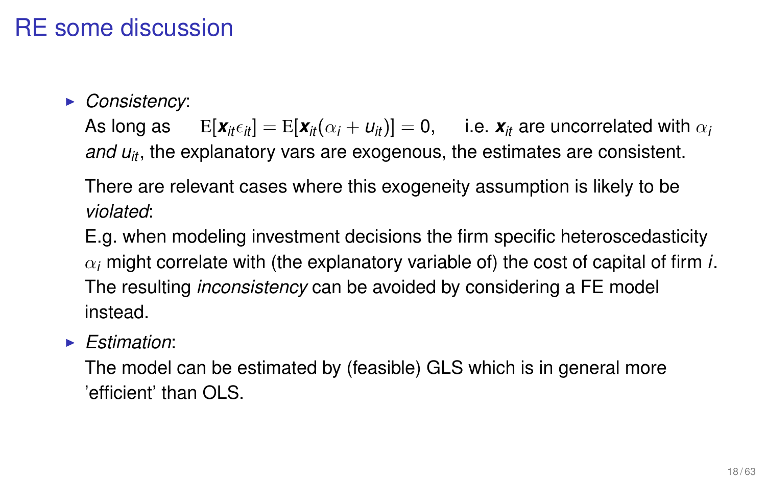# RE some discussion

- *Consistency*:

  As long as $\mathrm{E}[\boldsymbol{x}_{it}\epsilon_{it}] = \mathrm{E}[\boldsymbol{x}_{it}(\alpha_i + u_{it})] = 0$, i.e. $\boldsymbol{x}_{it}$ are uncorrelated with $\alpha_i$ *and* $u_{it}$, the explanatory vars are exogenous, the estimates are consistent.

  There are relevant cases where this exogeneity assumption is likely to be *violated*:

  E.g. when modeling investment decisions the firm specific heteroscedasticity $\alpha_i$ might correlate with (the explanatory variable of) the cost of capital of firm $i$. The resulting *inconsistency* can be avoided by considering a FE model instead.

- *Estimation*:

  The model can be estimated by (feasible) GLS which is in general more 'efficient' than OLS.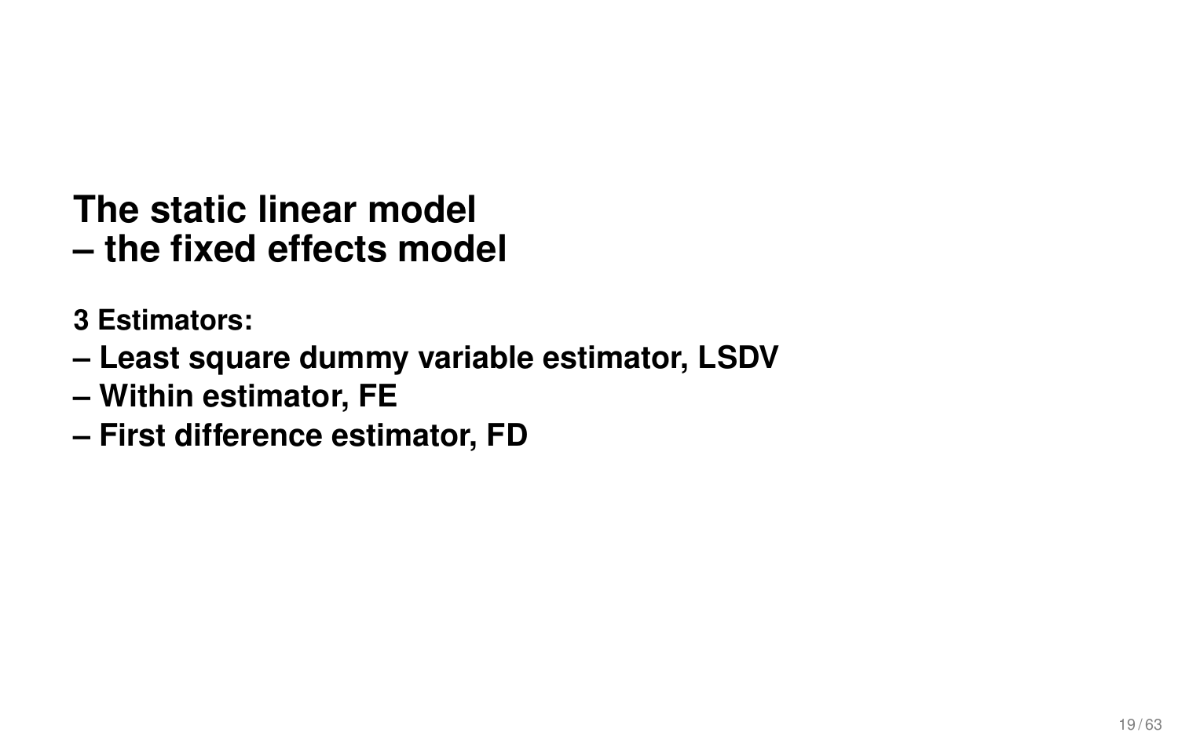# The static linear model
# – the fixed effects model

**3 Estimators:**

**– Least square dummy variable estimator, LSDV**

**– Within estimator, FE**

**– First difference estimator, FD**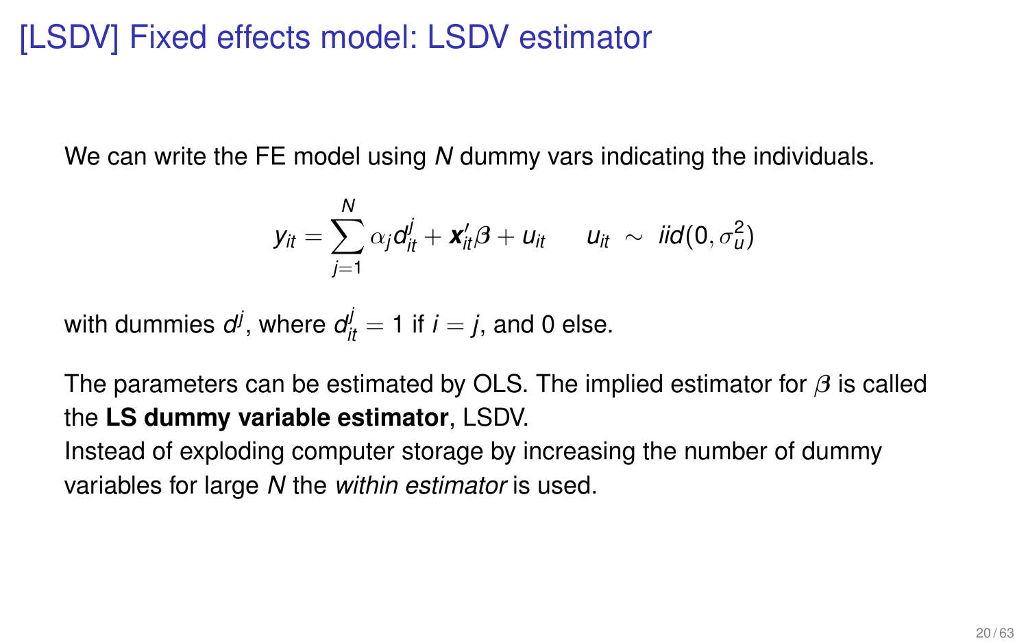# [LSDV] Fixed effects model: LSDV estimator

We can write the FE model using $N$ dummy vars indicating the individuals.

$$y_{it} = \sum_{j=1}^{N} \alpha_j d_{it}^j + \boldsymbol{x}_{it}' \boldsymbol{\beta} + u_{it} \qquad u_{it} \sim iid(0, \sigma_u^2)$$

with dummies $d^j$, where $d_{it}^j = 1$ if $i = j$, and 0 else.

The parameters can be estimated by OLS. The implied estimator for $\boldsymbol{\beta}$ is called the **LS dummy variable estimator**, LSDV.
Instead of exploding computer storage by increasing the number of dummy variables for large $N$ the *within estimator* is used.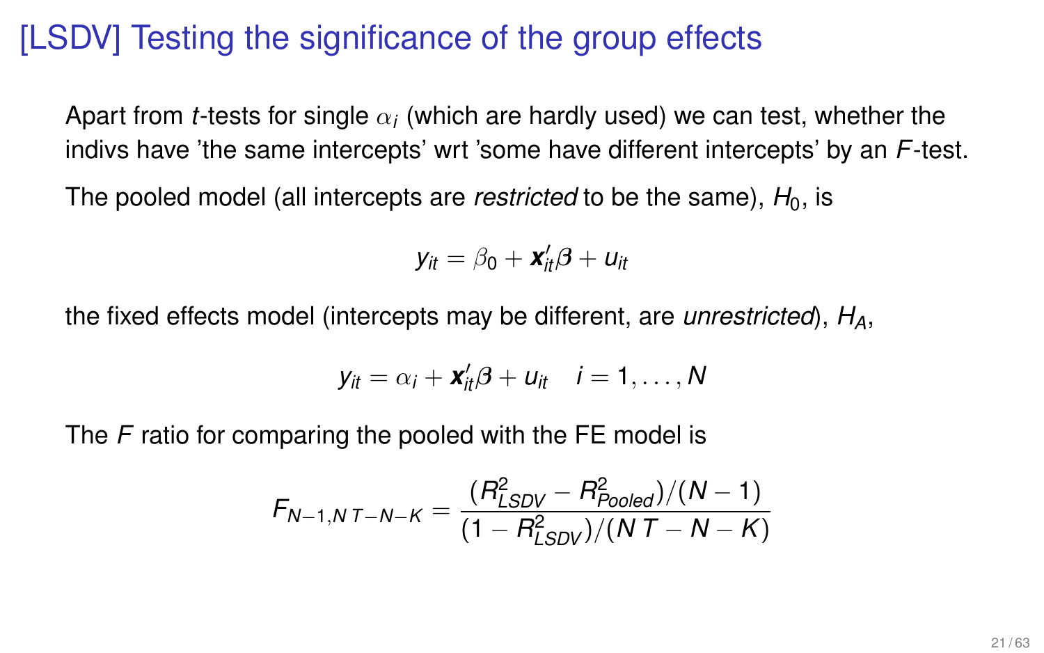# [LSDV] Testing the significance of the group effects

Apart from *t*-tests for single $\alpha_i$ (which are hardly used) we can test, whether the indivs have 'the same intercepts' wrt 'some have different intercepts' by an *F*-test.

The pooled model (all intercepts are *restricted* to be the same), $H_0$, is

$$y_{it} = \beta_0 + \boldsymbol{x}_{it}' \boldsymbol{\beta} + u_{it}$$

the fixed effects model (intercepts may be different, are *unrestricted*), $H_A$,

$$y_{it} = \alpha_i + \boldsymbol{x}_{it}' \boldsymbol{\beta} + u_{it} \quad i = 1, \ldots, N$$

The *F* ratio for comparing the pooled with the FE model is

$$F_{N-1, NT-N-K} = \frac{(R^2_{LSDV} - R^2_{Pooled})/(N-1)}{(1 - R^2_{LSDV})/(NT - N - K)}$$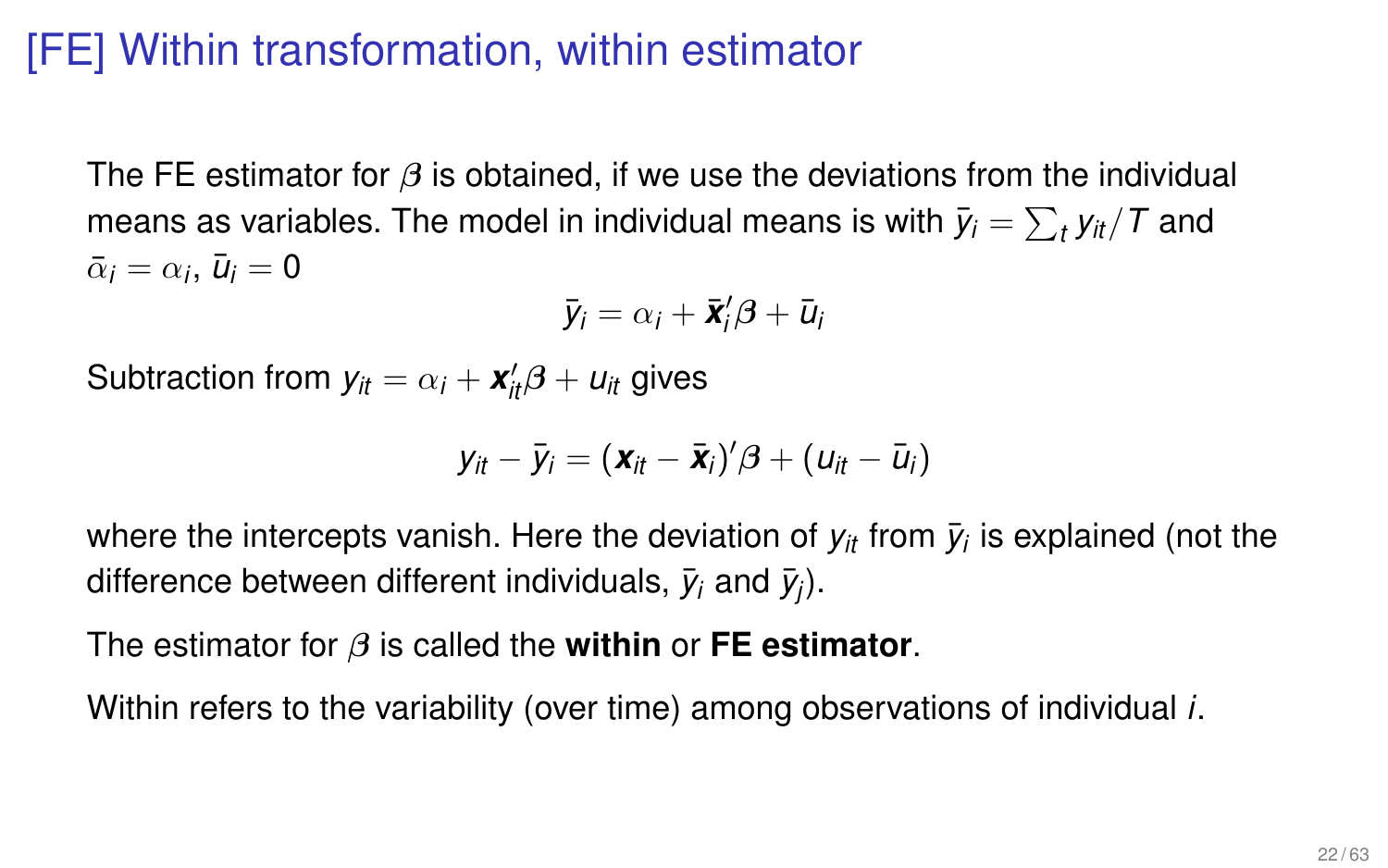# [FE] Within transformation, within estimator

The FE estimator for $\boldsymbol{\beta}$ is obtained, if we use the deviations from the individual means as variables. The model in individual means is with $\bar{y}_i = \sum_t y_{it}/T$ and $\bar{\alpha}_i = \alpha_i$, $\bar{u}_i = 0$

$$\bar{y}_i = \alpha_i + \bar{\boldsymbol{x}}_i'\boldsymbol{\beta} + \bar{u}_i$$

Subtraction from $y_{it} = \alpha_i + \boldsymbol{x}_{it}'\boldsymbol{\beta} + u_{it}$ gives

$$y_{it} - \bar{y}_i = (\boldsymbol{x}_{it} - \bar{\boldsymbol{x}}_i)'\boldsymbol{\beta} + (u_{it} - \bar{u}_i)$$

where the intercepts vanish. Here the deviation of $y_{it}$ from $\bar{y}_i$ is explained (not the difference between different individuals, $\bar{y}_i$ and $\bar{y}_j$).

The estimator for $\boldsymbol{\beta}$ is called the **within** or **FE estimator**.

Within refers to the variability (over time) among observations of individual $i$.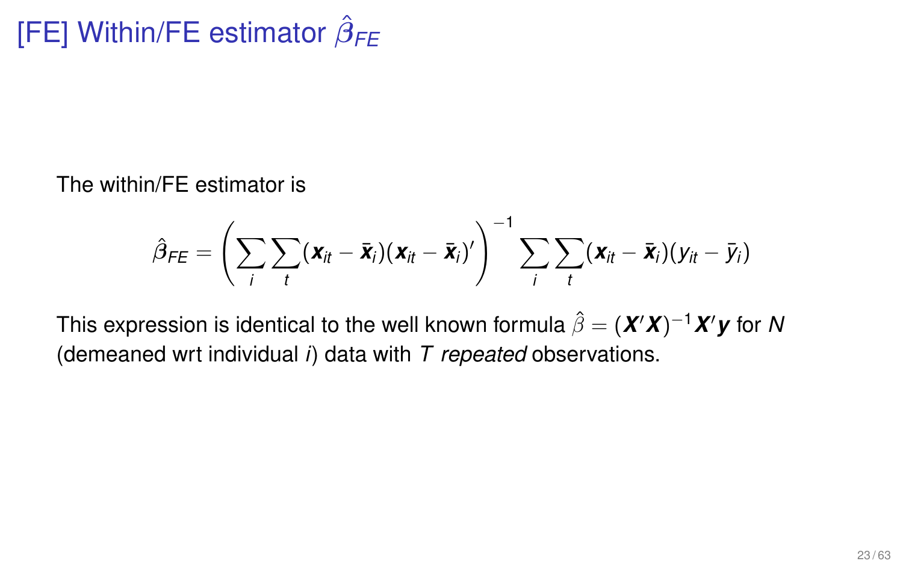# [FE] Within/FE estimator $\hat{\beta}_{FE}$

The within/FE estimator is

$$\hat{\beta}_{FE} = \left( \sum_i \sum_t (\boldsymbol{x}_{it} - \bar{\boldsymbol{x}}_i)(\boldsymbol{x}_{it} - \bar{\boldsymbol{x}}_i)' \right)^{-1} \sum_i \sum_t (\boldsymbol{x}_{it} - \bar{\boldsymbol{x}}_i)(y_{it} - \bar{y}_i)$$

This expression is identical to the well known formula $\hat{\beta} = (\boldsymbol{X}'\boldsymbol{X})^{-1}\boldsymbol{X}'\boldsymbol{y}$ for $N$ (demeaned wrt individual $i$) data with $T$ *repeated* observations.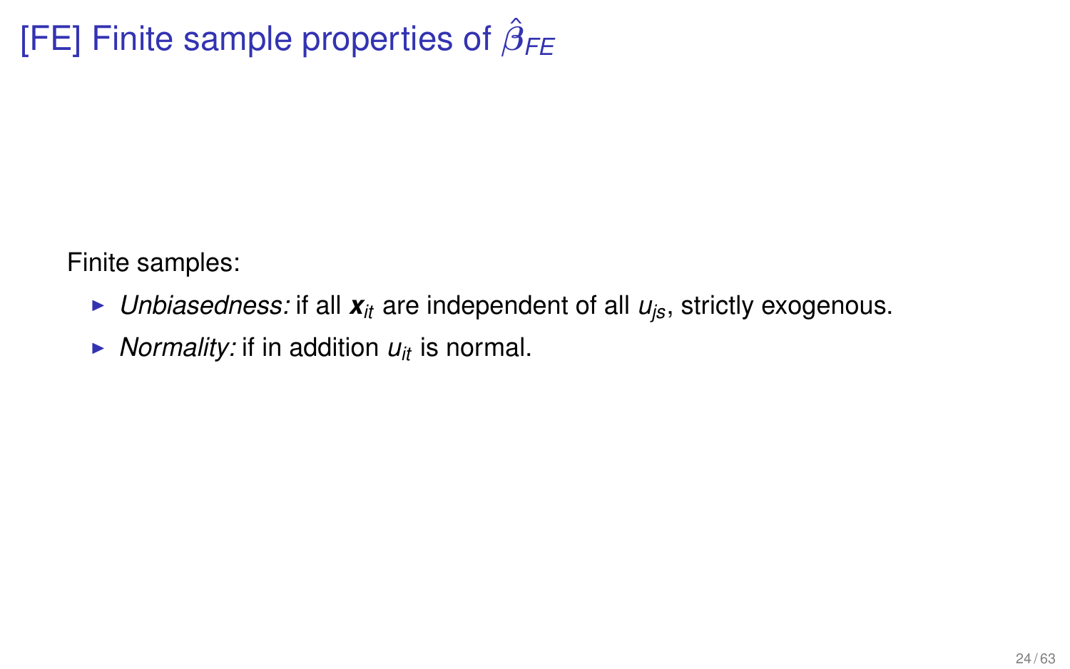# [FE] Finite sample properties of $\hat{\beta}_{FE}$

Finite samples:

- *Unbiasedness:* if all $\boldsymbol{x}_{it}$ are independent of all $u_{js}$, strictly exogenous.
- *Normality:* if in addition $u_{it}$ is normal.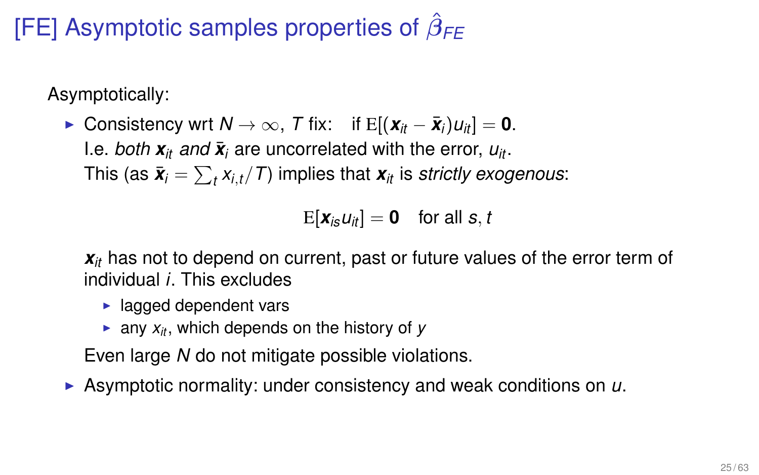# [FE] Asymptotic samples properties of $\hat{\beta}_{FE}$

Asymptotically:

- Consistency wrt $N \to \infty$, $T$ fix: if $\mathrm{E}[(\boldsymbol{x}_{it} - \bar{\boldsymbol{x}}_i)u_{it}] = \mathbf{0}$.
  I.e. *both* $\boldsymbol{x}_{it}$ *and* $\bar{\boldsymbol{x}}_i$ are uncorrelated with the error, $u_{it}$.
  This (as $\bar{\boldsymbol{x}}_i = \sum_t x_{i,t}/T$) implies that $\boldsymbol{x}_{it}$ is *strictly exogenous*:

  $$\mathrm{E}[\boldsymbol{x}_{is}u_{it}] = \mathbf{0} \quad \text{for all } s, t$$

  $\boldsymbol{x}_{it}$ has not to depend on current, past or future values of the error term of individual $i$. This excludes

  - lagged dependent vars
  - any $x_{it}$, which depends on the history of $y$

  Even large $N$ do not mitigate possible violations.
- Asymptotic normality: under consistency and weak conditions on $u$.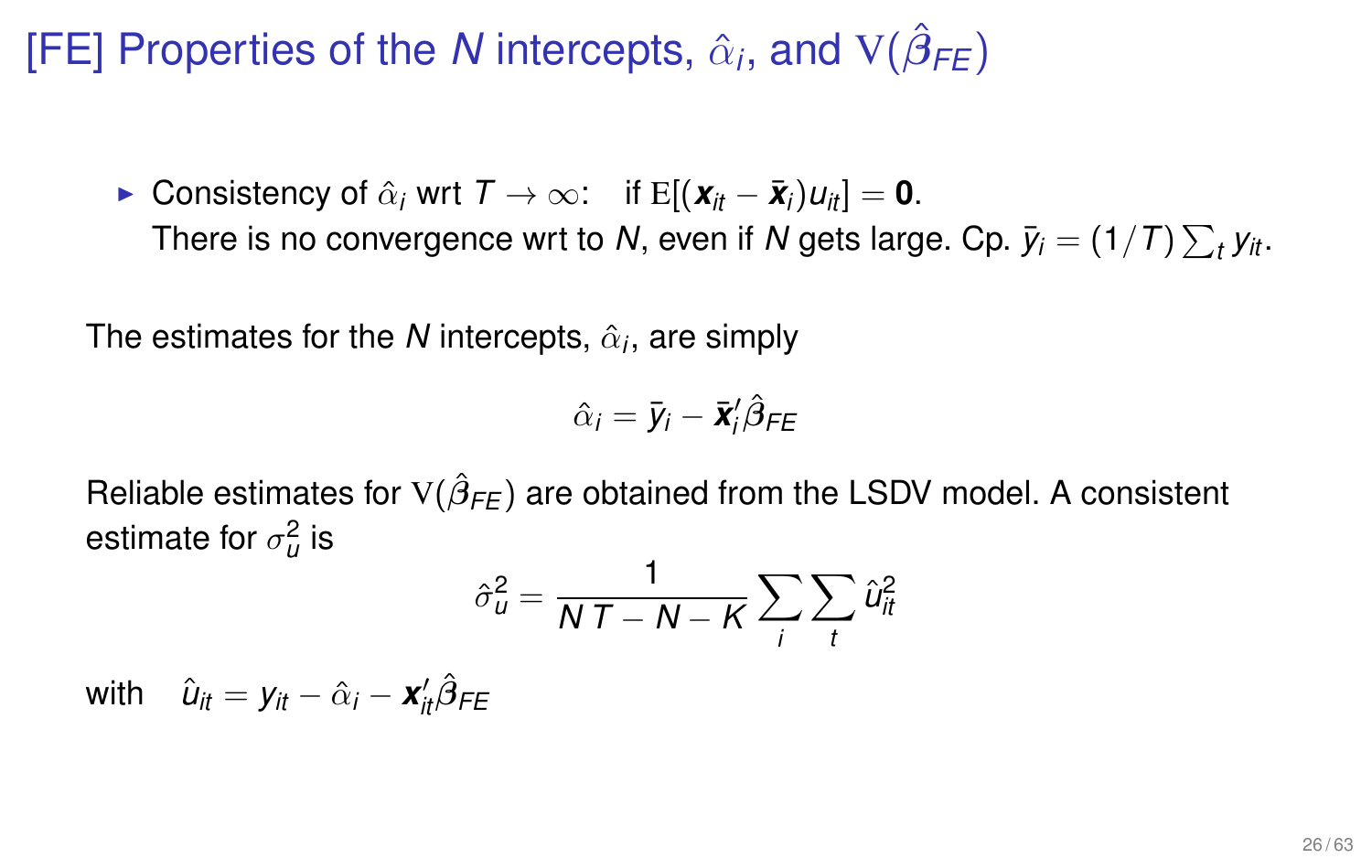# [FE] Properties of the $N$ intercepts, $\hat{\alpha}_i$, and $\mathrm{V}(\hat{\boldsymbol{\beta}}_{FE})$

- Consistency of $\hat{\alpha}_i$ wrt $T \to \infty$: if $\mathrm{E}[(\boldsymbol{x}_{it} - \bar{\boldsymbol{x}}_i)u_{it}] = \mathbf{0}$.
  There is no convergence wrt to $N$, even if $N$ gets large. Cp. $\bar{y}_i = (1/T)\sum_t y_{it}$.

The estimates for the $N$ intercepts, $\hat{\alpha}_i$, are simply

$$\hat{\alpha}_i = \bar{y}_i - \bar{\boldsymbol{x}}_i'\hat{\boldsymbol{\beta}}_{FE}$$

Reliable estimates for $\mathrm{V}(\hat{\boldsymbol{\beta}}_{FE})$ are obtained from the LSDV model. A consistent estimate for $\sigma_u^2$ is

$$\hat{\sigma}_u^2 = \frac{1}{NT - N - K}\sum_i \sum_t \hat{u}_{it}^2$$

with $\quad \hat{u}_{it} = y_{it} - \hat{\alpha}_i - \boldsymbol{x}_{it}'\hat{\boldsymbol{\beta}}_{FE}$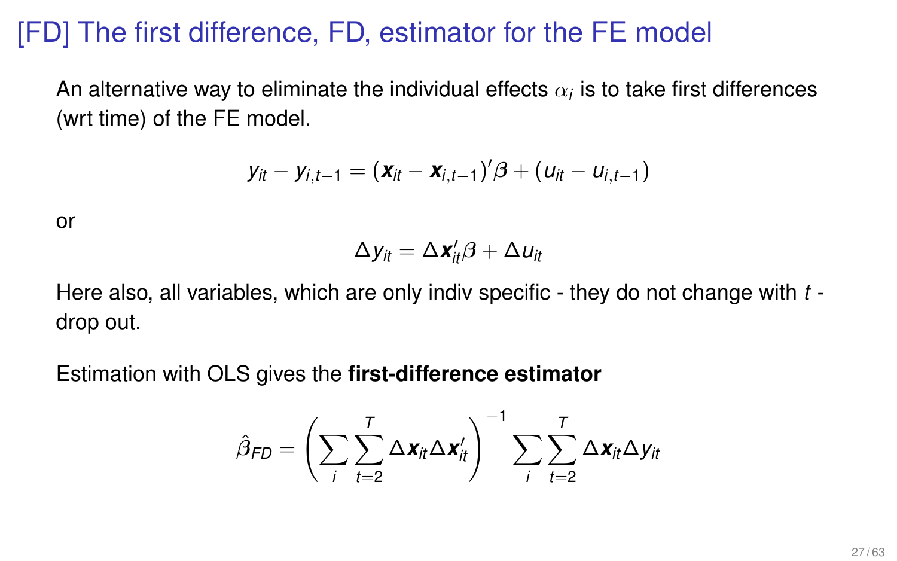# [FD] The first difference, FD, estimator for the FE model

An alternative way to eliminate the individual effects $\alpha_i$ is to take first differences (wrt time) of the FE model.

$$y_{it} - y_{i,t-1} = (\boldsymbol{x}_{it} - \boldsymbol{x}_{i,t-1})'\boldsymbol{\beta} + (u_{it} - u_{i,t-1})$$

or

$$\Delta y_{it} = \Delta \boldsymbol{x}_{it}'\boldsymbol{\beta} + \Delta u_{it}$$

Here also, all variables, which are only indiv specific - they do not change with $t$ - drop out.

Estimation with OLS gives the **first-difference estimator**

$$\hat{\boldsymbol{\beta}}_{FD} = \left( \sum_i \sum_{t=2}^{T} \Delta \boldsymbol{x}_{it} \Delta \boldsymbol{x}_{it}' \right)^{-1} \sum_i \sum_{t=2}^{T} \Delta \boldsymbol{x}_{it} \Delta y_{it}$$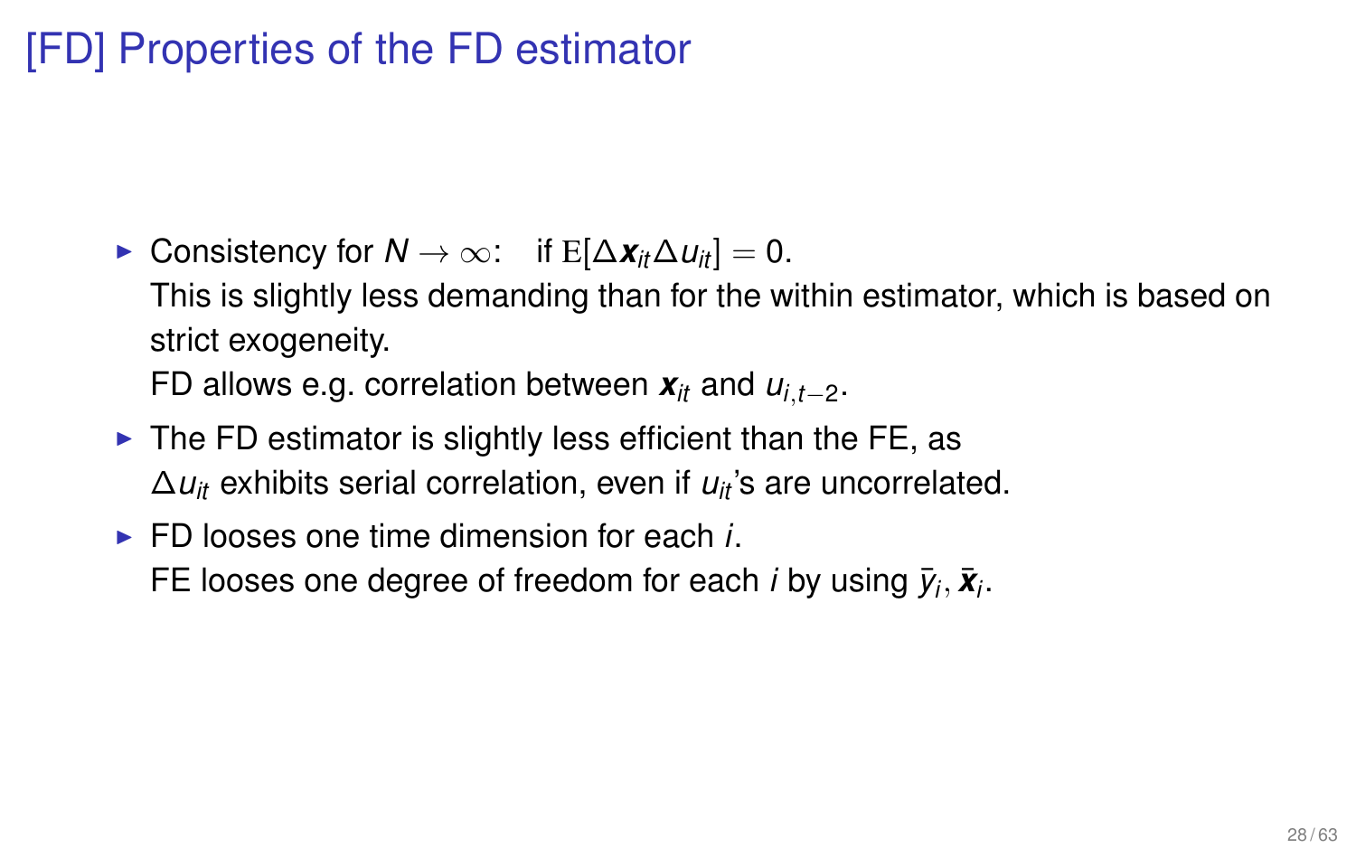# [FD] Properties of the FD estimator

- Consistency for $N \to \infty$: if $\mathrm{E}[\Delta \boldsymbol{x}_{it} \Delta u_{it}] = 0$.
  This is slightly less demanding than for the within estimator, which is based on strict exogeneity.
  FD allows e.g. correlation between $\boldsymbol{x}_{it}$ and $u_{i,t-2}$.
- The FD estimator is slightly less efficient than the FE, as $\Delta u_{it}$ exhibits serial correlation, even if $u_{it}$'s are uncorrelated.
- FD looses one time dimension for each $i$.
  FE looses one degree of freedom for each $i$ by using $\bar{y}_i, \bar{\boldsymbol{x}}_i$.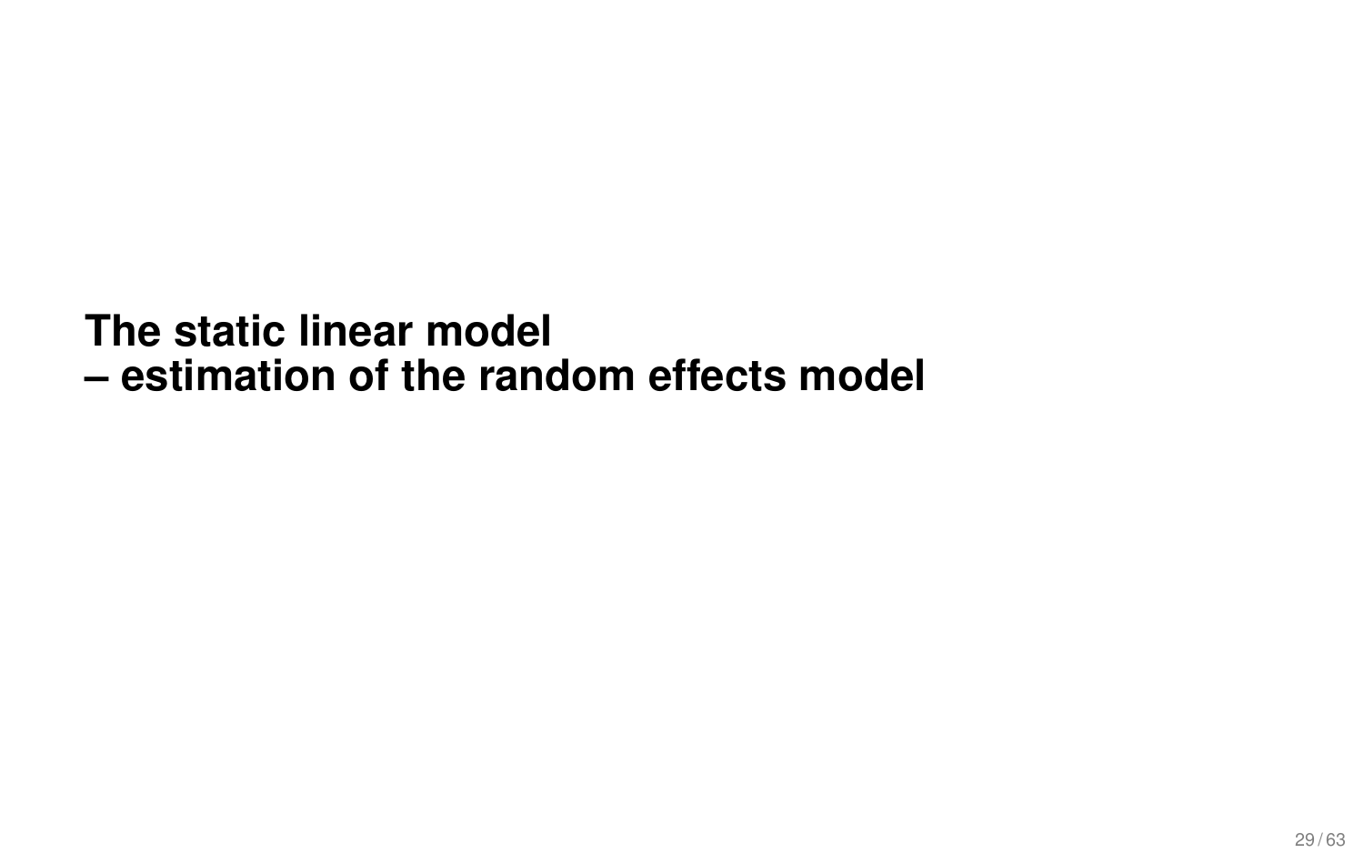## The static linear model
## – estimation of the random effects model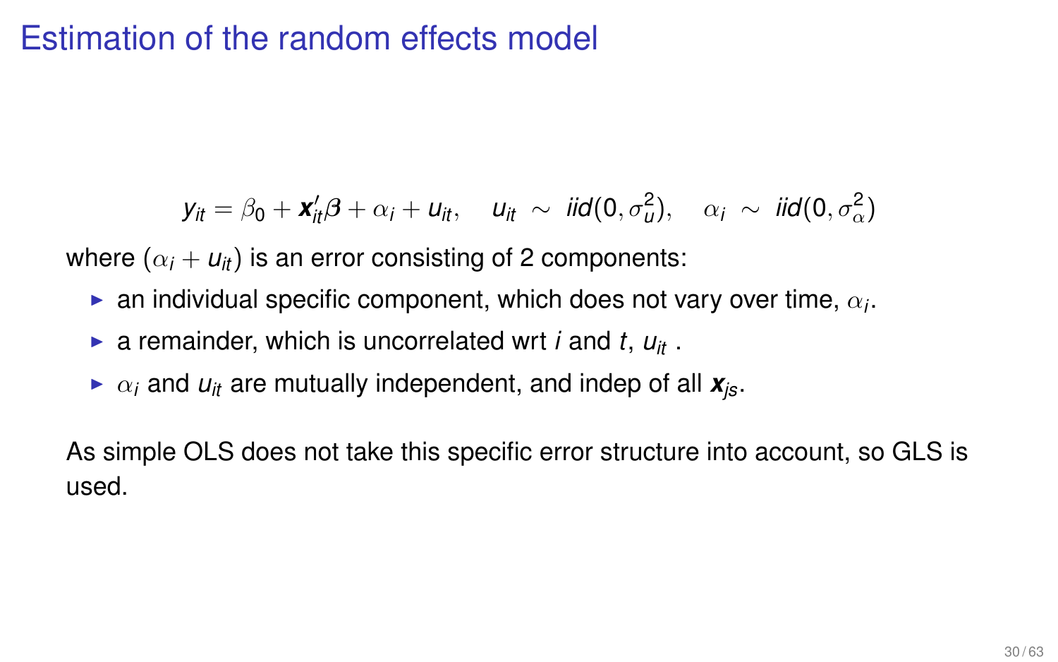# Estimation of the random effects model

$$y_{it} = \beta_0 + \boldsymbol{x}_{it}'\boldsymbol{\beta} + \alpha_i + u_{it}, \quad u_{it} \sim iid(0, \sigma_u^2), \quad \alpha_i \sim iid(0, \sigma_\alpha^2)$$

where $(\alpha_i + u_{it})$ is an error consisting of 2 components:

- an individual specific component, which does not vary over time, $\alpha_i$.
- a remainder, which is uncorrelated wrt $i$ and $t$, $u_{it}$ .
- $\alpha_i$ and $u_{it}$ are mutually independent, and indep of all $\boldsymbol{x}_{js}$.

As simple OLS does not take this specific error structure into account, so GLS is used.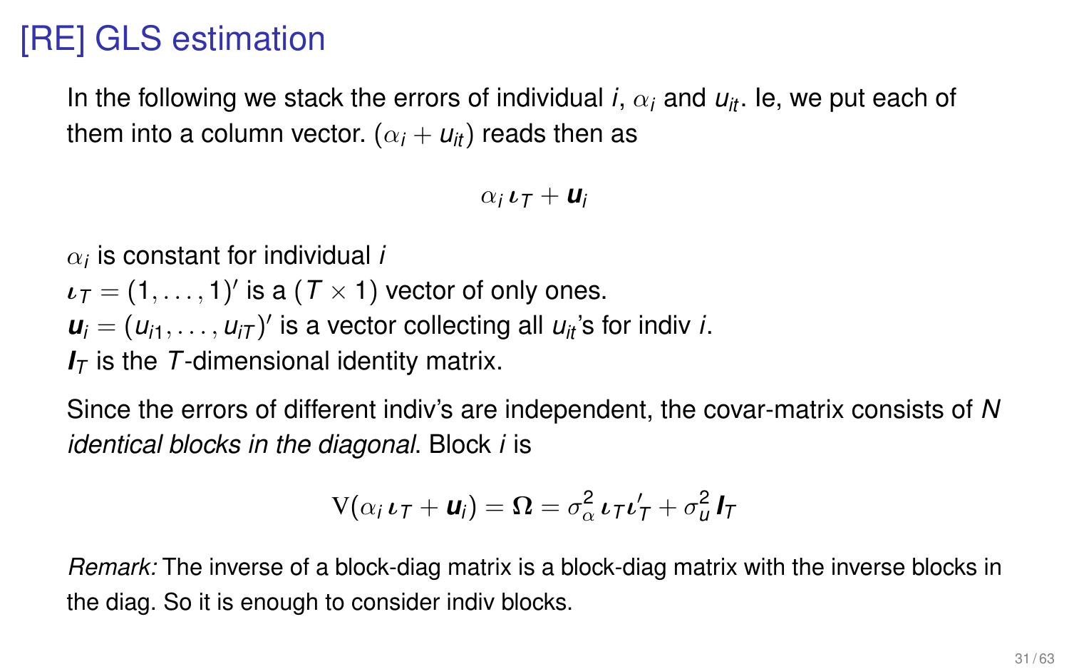# [RE] GLS estimation

In the following we stack the errors of individual $i$, $\alpha_i$ and $u_{it}$. Ie, we put each of them into a column vector. $(\alpha_i + u_{it})$ reads then as

$$\alpha_i \, \boldsymbol{\iota}_T + \boldsymbol{u}_i$$

$\alpha_i$ is constant for individual $i$

$\boldsymbol{\iota}_T = (1, \ldots, 1)'$ is a $(T \times 1)$ vector of only ones.

$\boldsymbol{u}_i = (u_{i1}, \ldots, u_{iT})'$ is a vector collecting all $u_{it}$'s for indiv $i$.

$\boldsymbol{I}_T$ is the $T$-dimensional identity matrix.

Since the errors of different indiv's are independent, the covar-matrix consists of $N$ *identical blocks in the diagonal*. Block $i$ is

$$\mathrm{V}(\alpha_i \, \boldsymbol{\iota}_T + \boldsymbol{u}_i) = \boldsymbol{\Omega} = \sigma_\alpha^2 \, \boldsymbol{\iota}_T \boldsymbol{\iota}_T' + \sigma_u^2 \, \boldsymbol{I}_T$$

*Remark:* The inverse of a block-diag matrix is a block-diag matrix with the inverse blocks in the diag. So it is enough to consider indiv blocks.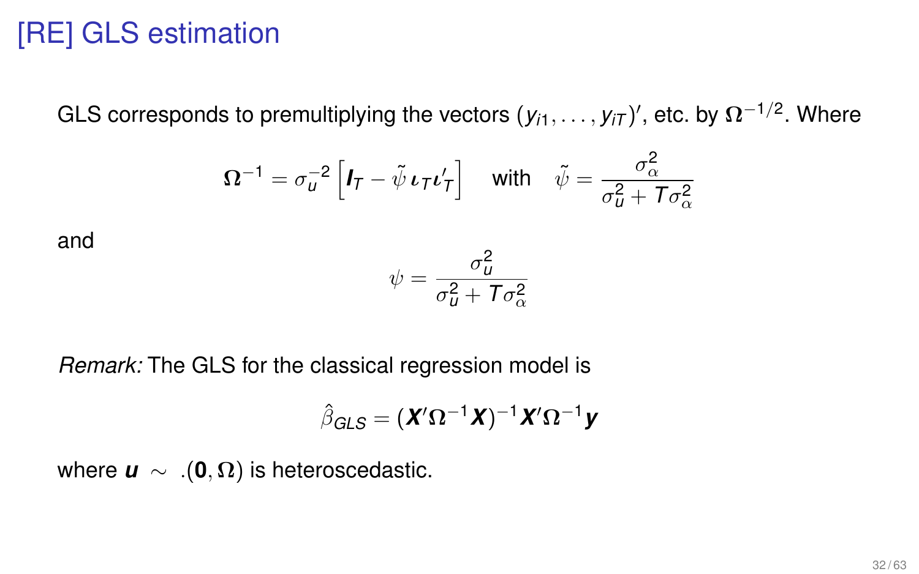# [RE] GLS estimation

GLS corresponds to premultiplying the vectors $(y_{i1}, \ldots, y_{iT})'$, etc. by $\boldsymbol{\Omega}^{-1/2}$. Where

$$\boldsymbol{\Omega}^{-1} = \sigma_u^{-2} \left[ \boldsymbol{I}_T - \tilde{\psi}\, \boldsymbol{\iota}_T \boldsymbol{\iota}_T' \right] \quad \text{with} \quad \tilde{\psi} = \frac{\sigma_\alpha^2}{\sigma_u^2 + T\sigma_\alpha^2}$$

and

$$\psi = \frac{\sigma_u^2}{\sigma_u^2 + T\sigma_\alpha^2}$$

*Remark:* The GLS for the classical regression model is

$$\hat{\beta}_{GLS} = (\boldsymbol{X}'\boldsymbol{\Omega}^{-1}\boldsymbol{X})^{-1}\boldsymbol{X}'\boldsymbol{\Omega}^{-1}\boldsymbol{y}$$

where $\boldsymbol{u} \sim .(\mathbf{0}, \boldsymbol{\Omega})$ is heteroscedastic.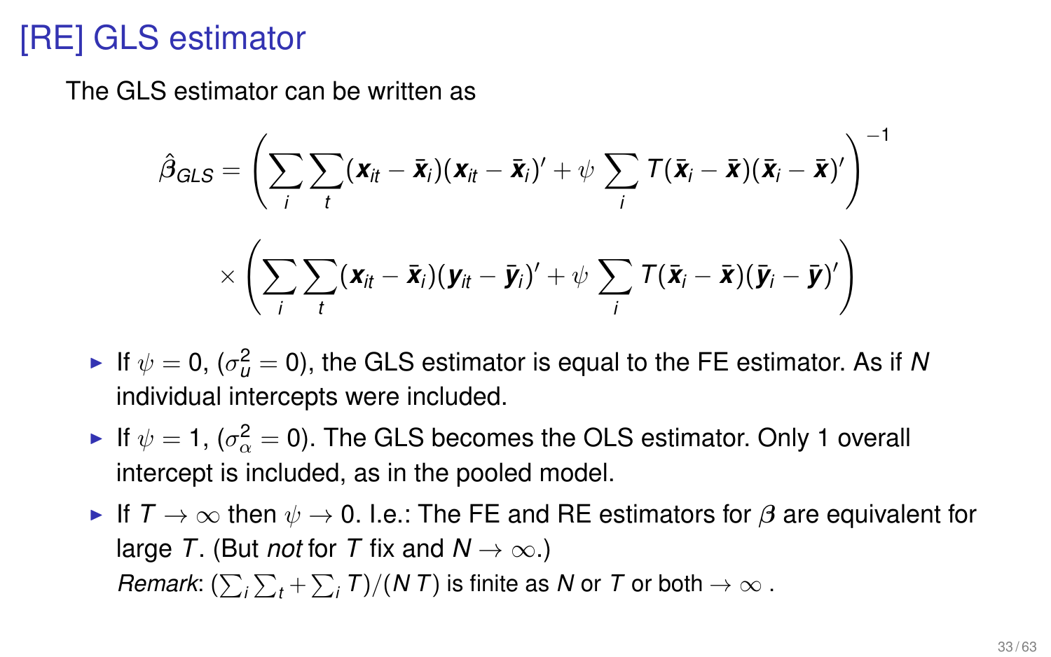# [RE] GLS estimator

The GLS estimator can be written as

$$\hat{\beta}_{GLS} = \left( \sum_i \sum_t (\boldsymbol{x}_{it} - \bar{\boldsymbol{x}}_i)(\boldsymbol{x}_{it} - \bar{\boldsymbol{x}}_i)' + \psi \sum_i T(\bar{\boldsymbol{x}}_i - \bar{\boldsymbol{x}})(\bar{\boldsymbol{x}}_i - \bar{\boldsymbol{x}})' \right)^{-1}$$

$$\times \left( \sum_i \sum_t (\boldsymbol{x}_{it} - \bar{\boldsymbol{x}}_i)(\boldsymbol{y}_{it} - \bar{\boldsymbol{y}}_i)' + \psi \sum_i T(\bar{\boldsymbol{x}}_i - \bar{\boldsymbol{x}})(\bar{\boldsymbol{y}}_i - \bar{\boldsymbol{y}})' \right)$$

- If $\psi = 0$, ($\sigma_u^2 = 0$), the GLS estimator is equal to the FE estimator. As if $N$ individual intercepts were included.
- If $\psi = 1$, ($\sigma_\alpha^2 = 0$). The GLS becomes the OLS estimator. Only 1 overall intercept is included, as in the pooled model.
- If $T \to \infty$ then $\psi \to 0$. I.e.: The FE and RE estimators for $\boldsymbol{\beta}$ are equivalent for large $T$. (But *not* for $T$ fix and $N \to \infty$.)
  *Remark*: $(\sum_i \sum_t + \sum_i T)/(N\,T)$ is finite as $N$ or $T$ or both $\to \infty$ .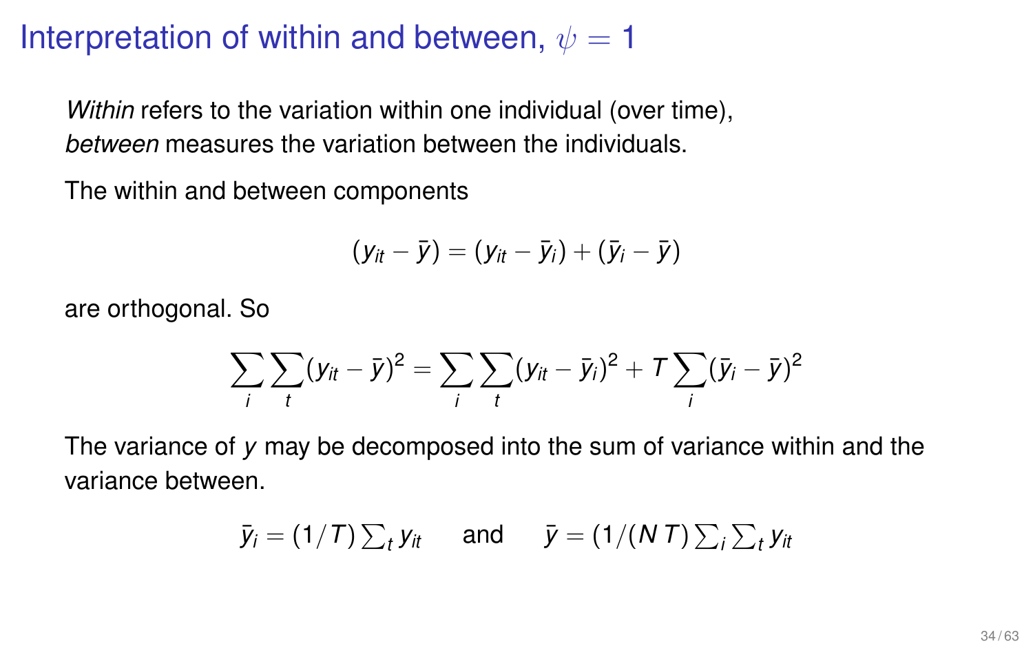# Interpretation of within and between, $\psi = 1$

*Within* refers to the variation within one individual (over time), *between* measures the variation between the individuals.

The within and between components

$$(y_{it} - \bar{y}) = (y_{it} - \bar{y}_i) + (\bar{y}_i - \bar{y})$$

are orthogonal. So

$$\sum_i \sum_t (y_{it} - \bar{y})^2 = \sum_i \sum_t (y_{it} - \bar{y}_i)^2 + T \sum_i (\bar{y}_i - \bar{y})^2$$

The variance of $y$ may be decomposed into the sum of variance within and the variance between.

$$\bar{y}_i = (1/T) \textstyle\sum_t y_{it} \quad \text{and} \quad \bar{y} = (1/(N\,T)) \textstyle\sum_i \sum_t y_{it}$$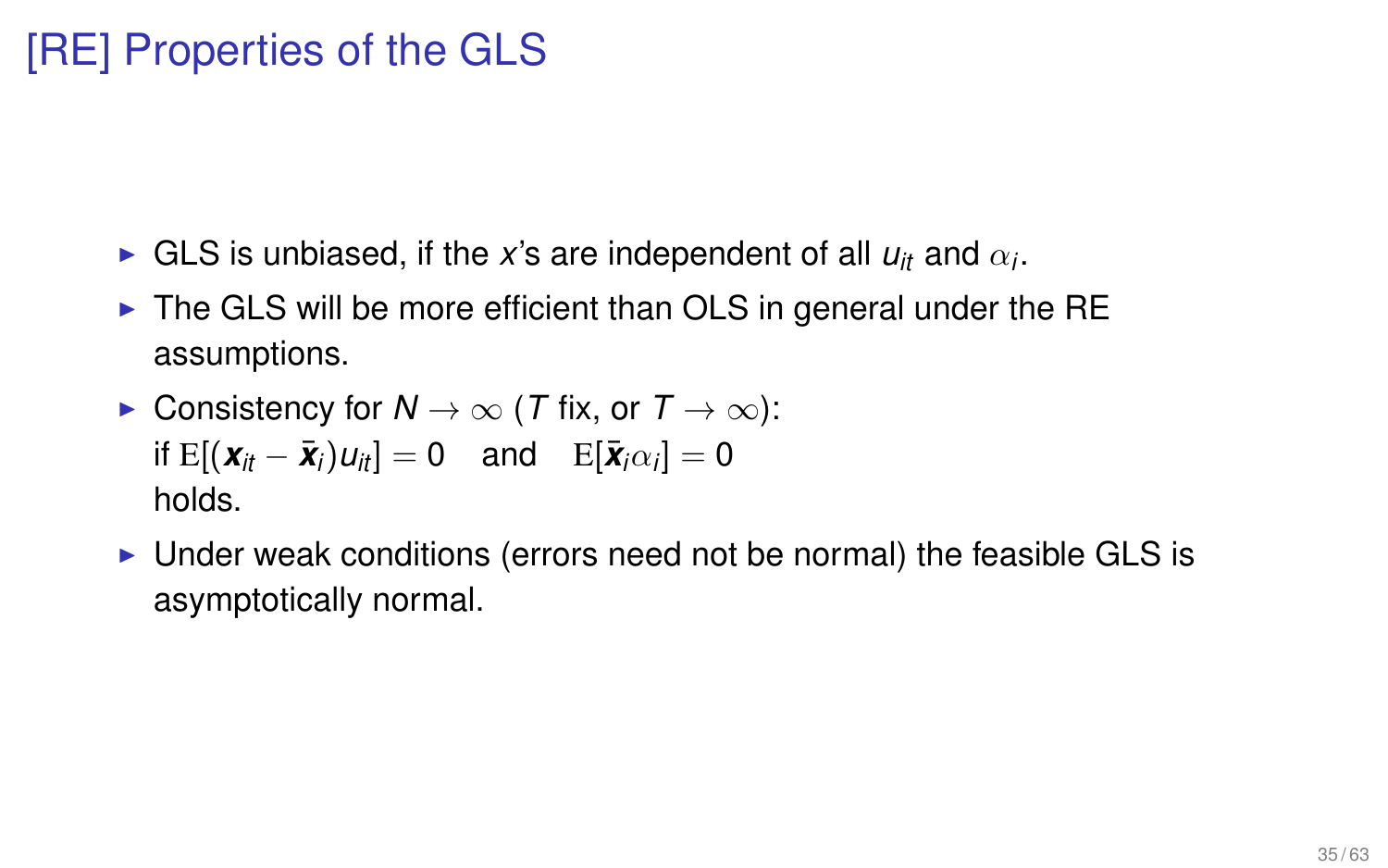# [RE] Properties of the GLS

- GLS is unbiased, if the $x$'s are independent of all $u_{it}$ and $\alpha_i$.
- The GLS will be more efficient than OLS in general under the RE assumptions.
- Consistency for $N \to \infty$ ($T$ fix, or $T \to \infty$):
  if $\mathrm{E}[(\boldsymbol{x}_{it} - \bar{\boldsymbol{x}}_i)u_{it}] = 0 \quad$ and $\quad \mathrm{E}[\bar{\boldsymbol{x}}_i \alpha_i] = 0$
  holds.
- Under weak conditions (errors need not be normal) the feasible GLS is asymptotically normal.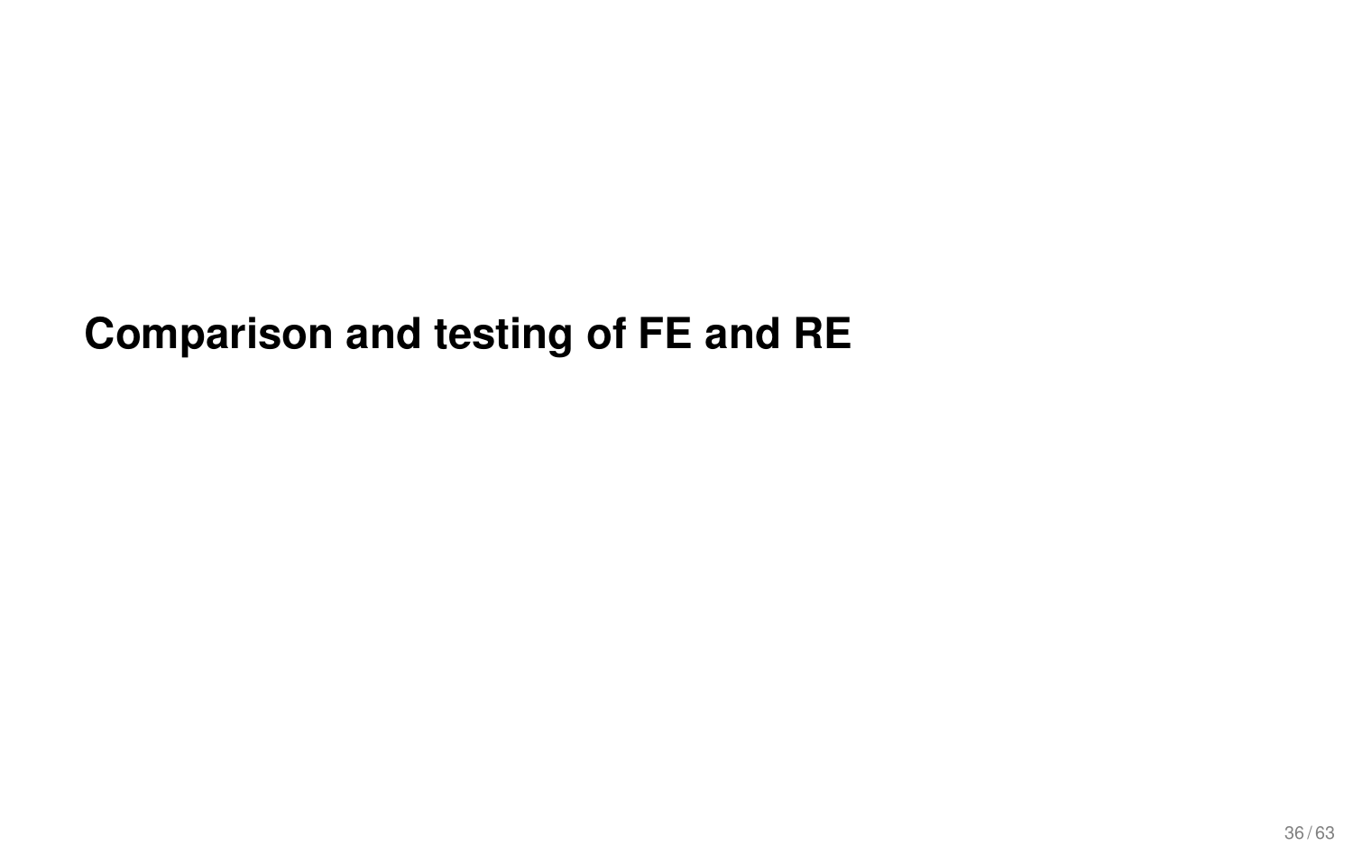# Comparison and testing of FE and RE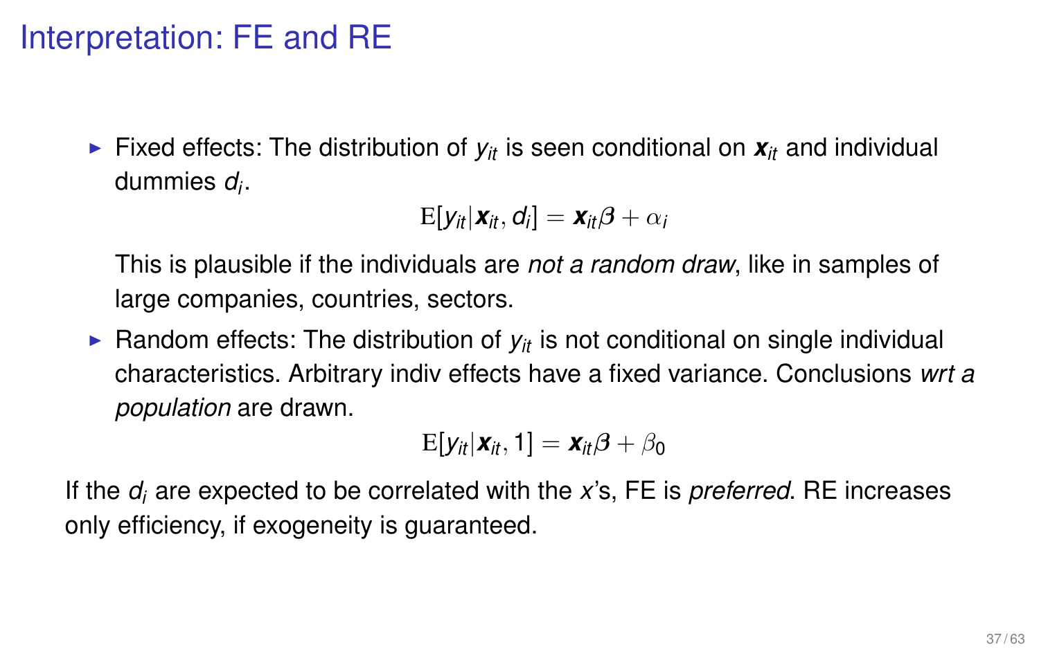# Interpretation: FE and RE

- Fixed effects: The distribution of $y_{it}$ is seen conditional on $\boldsymbol{x}_{it}$ and individual dummies $d_i$.

$$\mathrm{E}[y_{it}|\boldsymbol{x}_{it}, d_i] = \boldsymbol{x}_{it}\boldsymbol{\beta} + \alpha_i$$

  This is plausible if the individuals are *not a random draw*, like in samples of large companies, countries, sectors.

- Random effects: The distribution of $y_{it}$ is not conditional on single individual characteristics. Arbitrary indiv effects have a fixed variance. Conclusions *wrt a population* are drawn.

$$\mathrm{E}[y_{it}|\boldsymbol{x}_{it}, 1] = \boldsymbol{x}_{it}\boldsymbol{\beta} + \beta_0$$

If the $d_i$ are expected to be correlated with the $x$'s, FE is *preferred*. RE increases only efficiency, if exogeneity is guaranteed.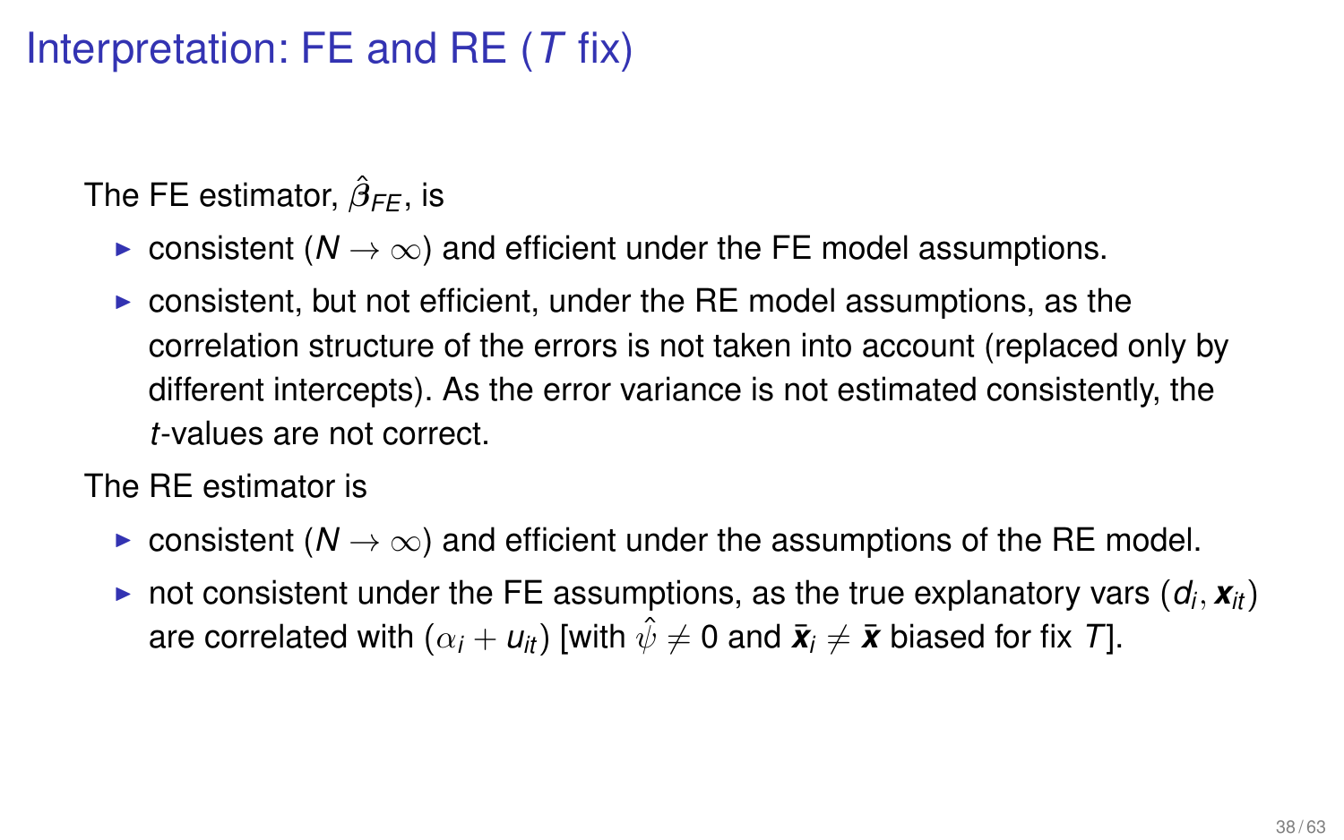# Interpretation: FE and RE ($T$ fix)

The FE estimator, $\hat{\boldsymbol{\beta}}_{FE}$, is

- consistent ($N \to \infty$) and efficient under the FE model assumptions.
- consistent, but not efficient, under the RE model assumptions, as the correlation structure of the errors is not taken into account (replaced only by different intercepts). As the error variance is not estimated consistently, the $t$-values are not correct.

The RE estimator is

- consistent ($N \to \infty$) and efficient under the assumptions of the RE model.
- not consistent under the FE assumptions, as the true explanatory vars ($d_i, \boldsymbol{x}_{it}$) are correlated with ($\alpha_i + u_{it}$) [with $\hat{\psi} \neq 0$ and $\bar{\boldsymbol{x}}_i \neq \bar{\boldsymbol{x}}$ biased for fix $T$].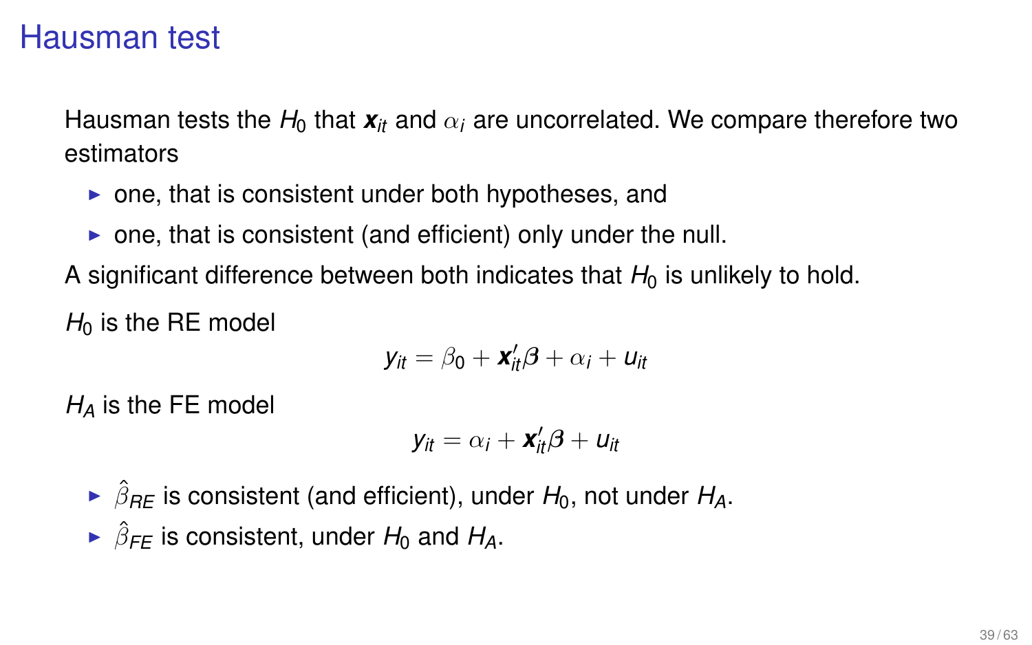# Hausman test

Hausman tests the $H_0$ that $\boldsymbol{x}_{it}$ and $\alpha_i$ are uncorrelated. We compare therefore two estimators

- one, that is consistent under both hypotheses, and
- one, that is consistent (and efficient) only under the null.

A significant difference between both indicates that $H_0$ is unlikely to hold.

$H_0$ is the RE model

$$y_{it} = \beta_0 + \boldsymbol{x}_{it}'\boldsymbol{\beta} + \alpha_i + u_{it}$$

$H_A$ is the FE model

$$y_{it} = \alpha_i + \boldsymbol{x}_{it}'\boldsymbol{\beta} + u_{it}$$

- $\hat{\beta}_{RE}$ is consistent (and efficient), under $H_0$, not under $H_A$.
- $\hat{\beta}_{FE}$ is consistent, under $H_0$ and $H_A$.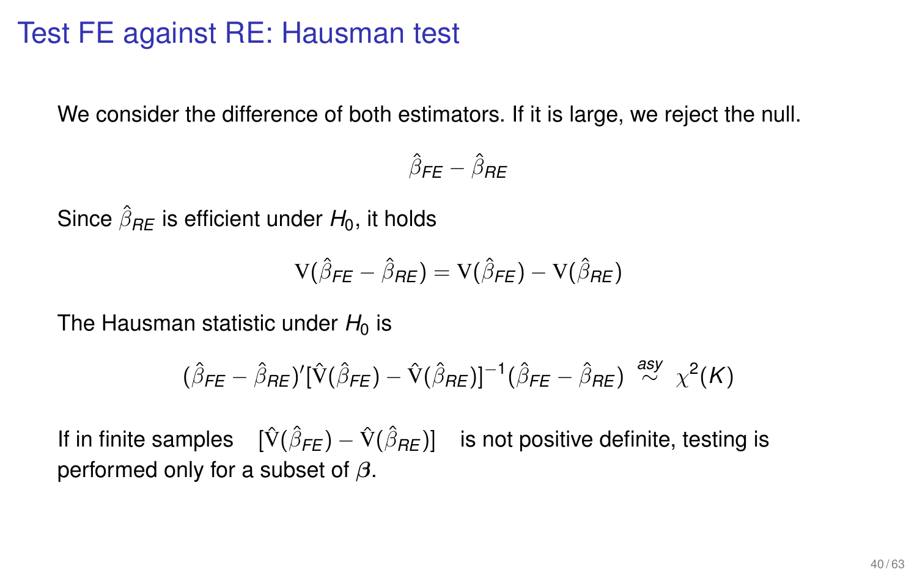# Test FE against RE: Hausman test

We consider the difference of both estimators. If it is large, we reject the null.

$$\hat{\beta}_{FE} - \hat{\beta}_{RE}$$

Since $\hat{\beta}_{RE}$ is efficient under $H_0$, it holds

$$\mathrm{V}(\hat{\beta}_{FE} - \hat{\beta}_{RE}) = \mathrm{V}(\hat{\beta}_{FE}) - \mathrm{V}(\hat{\beta}_{RE})$$

The Hausman statistic under $H_0$ is

$$(\hat{\beta}_{FE} - \hat{\beta}_{RE})'[\hat{\mathrm{V}}(\hat{\beta}_{FE}) - \hat{\mathrm{V}}(\hat{\beta}_{RE})]^{-1}(\hat{\beta}_{FE} - \hat{\beta}_{RE}) \overset{asy}{\sim} \chi^2(K)$$

If in finite samples $[\hat{\mathrm{V}}(\hat{\beta}_{FE}) - \hat{\mathrm{V}}(\hat{\beta}_{RE})]$ is not positive definite, testing is performed only for a subset of $\boldsymbol{\beta}$.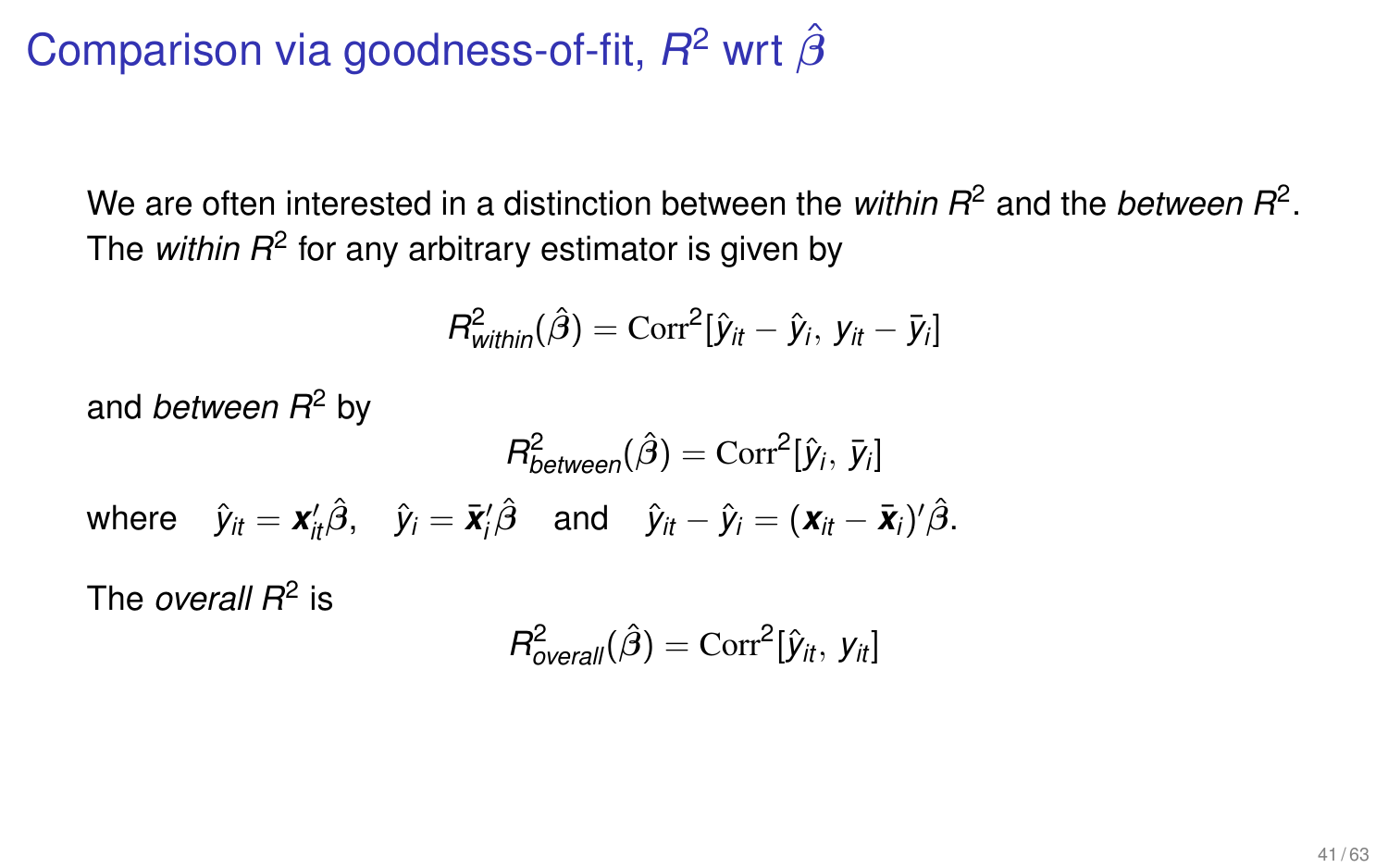# Comparison via goodness-of-fit, $R^2$ wrt $\hat{\boldsymbol{\beta}}$

We are often interested in a distinction between the *within* $R^2$ and the *between* $R^2$. The *within* $R^2$ for any arbitrary estimator is given by

$$R^2_{within}(\hat{\boldsymbol{\beta}}) = \mathrm{Corr}^2[\hat{y}_{it} - \hat{y}_i,\, y_{it} - \bar{y}_i]$$

and *between* $R^2$ by

$$R^2_{between}(\hat{\boldsymbol{\beta}}) = \mathrm{Corr}^2[\hat{y}_i,\, \bar{y}_i]$$

where $\quad \hat{y}_{it} = \boldsymbol{x}_{it}'\hat{\boldsymbol{\beta}}, \quad \hat{y}_i = \bar{\boldsymbol{x}}_i'\hat{\boldsymbol{\beta}} \quad$ and $\quad \hat{y}_{it} - \hat{y}_i = (\boldsymbol{x}_{it} - \bar{\boldsymbol{x}}_i)'\hat{\boldsymbol{\beta}}.$

The *overall* $R^2$ is

$$R^2_{overall}(\hat{\boldsymbol{\beta}}) = \mathrm{Corr}^2[\hat{y}_{it},\, y_{it}]$$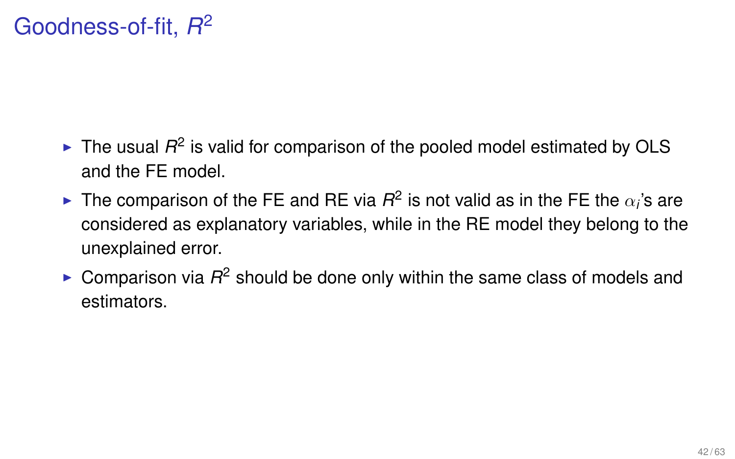# Goodness-of-fit, $R^2$

- The usual $R^2$ is valid for comparison of the pooled model estimated by OLS and the FE model.
- The comparison of the FE and RE via $R^2$ is not valid as in the FE the $\alpha_i$'s are considered as explanatory variables, while in the RE model they belong to the unexplained error.
- Comparison via $R^2$ should be done only within the same class of models and estimators.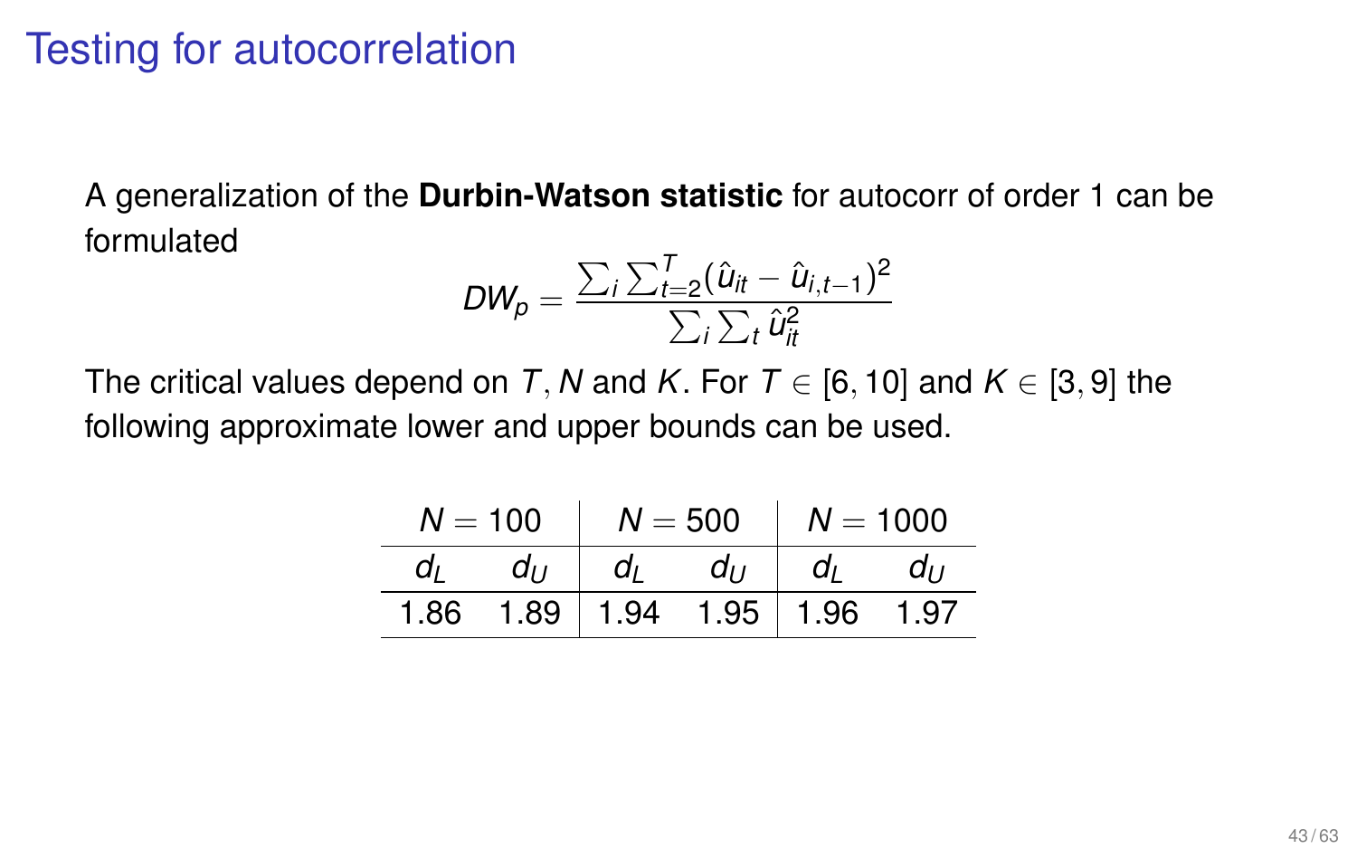# Testing for autocorrelation

A generalization of the **Durbin-Watson statistic** for autocorr of order 1 can be formulated

$$DW_p = \frac{\sum_i \sum_{t=2}^{T} (\hat{u}_{it} - \hat{u}_{i,t-1})^2}{\sum_i \sum_t \hat{u}_{it}^2}$$

The critical values depend on $T, N$ and $K$. For $T \in [6, 10]$ and $K \in [3, 9]$ the following approximate lower and upper bounds can be used.

| $N = 100$ | | $N = 500$ | | $N = 1000$ | |
|---|---|---|---|---|---|
| $d_L$ | $d_U$ | $d_L$ | $d_U$ | $d_L$ | $d_U$ |
| 1.86 | 1.89 | 1.94 | 1.95 | 1.96 | 1.97 |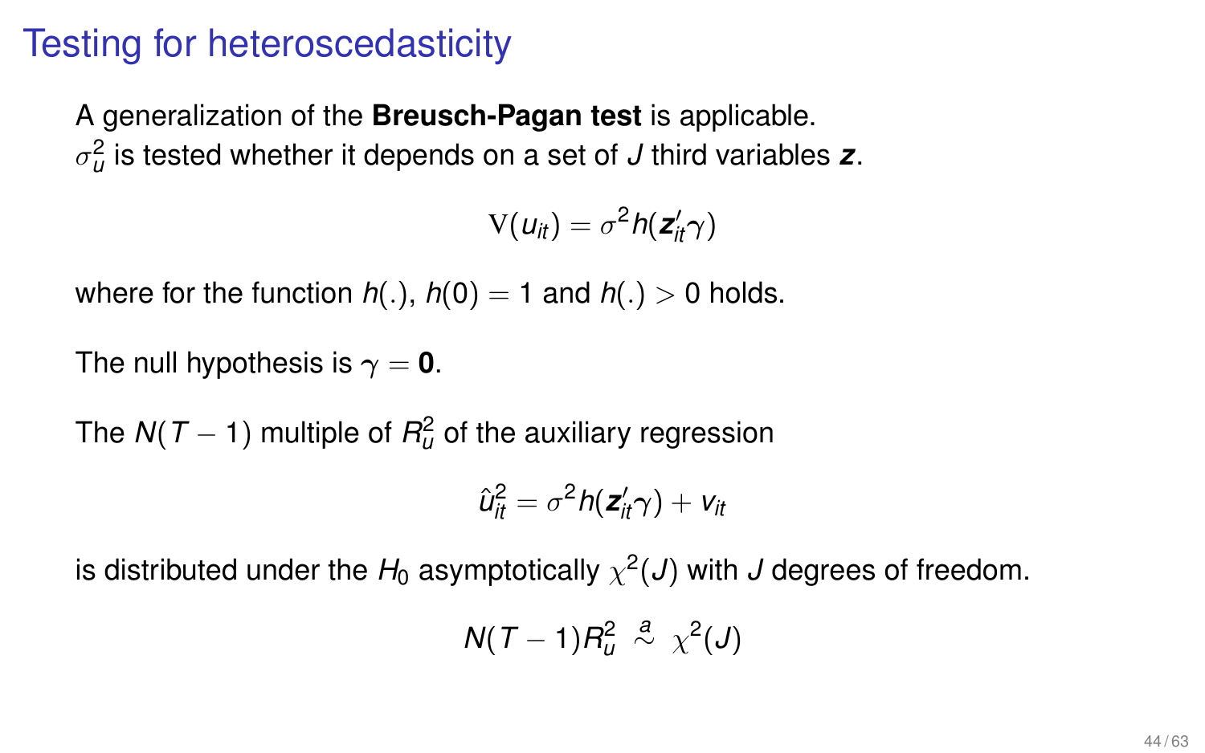# Testing for heteroscedasticity

A generalization of the **Breusch-Pagan test** is applicable.
$\sigma_u^2$ is tested whether it depends on a set of $J$ third variables $\boldsymbol{z}$.

$$\mathrm{V}(u_{it}) = \sigma^2 h(\boldsymbol{z}_{it}'\gamma)$$

where for the function $h(.)$, $h(0) = 1$ and $h(.) > 0$ holds.

The null hypothesis is $\gamma = \mathbf{0}$.

The $N(T-1)$ multiple of $R_u^2$ of the auxiliary regression

$$\hat{u}_{it}^2 = \sigma^2 h(\boldsymbol{z}_{it}'\gamma) + v_{it}$$

is distributed under the $H_0$ asymptotically $\chi^2(J)$ with $J$ degrees of freedom.

$$N(T-1)R_u^2 \overset{a}{\sim} \chi^2(J)$$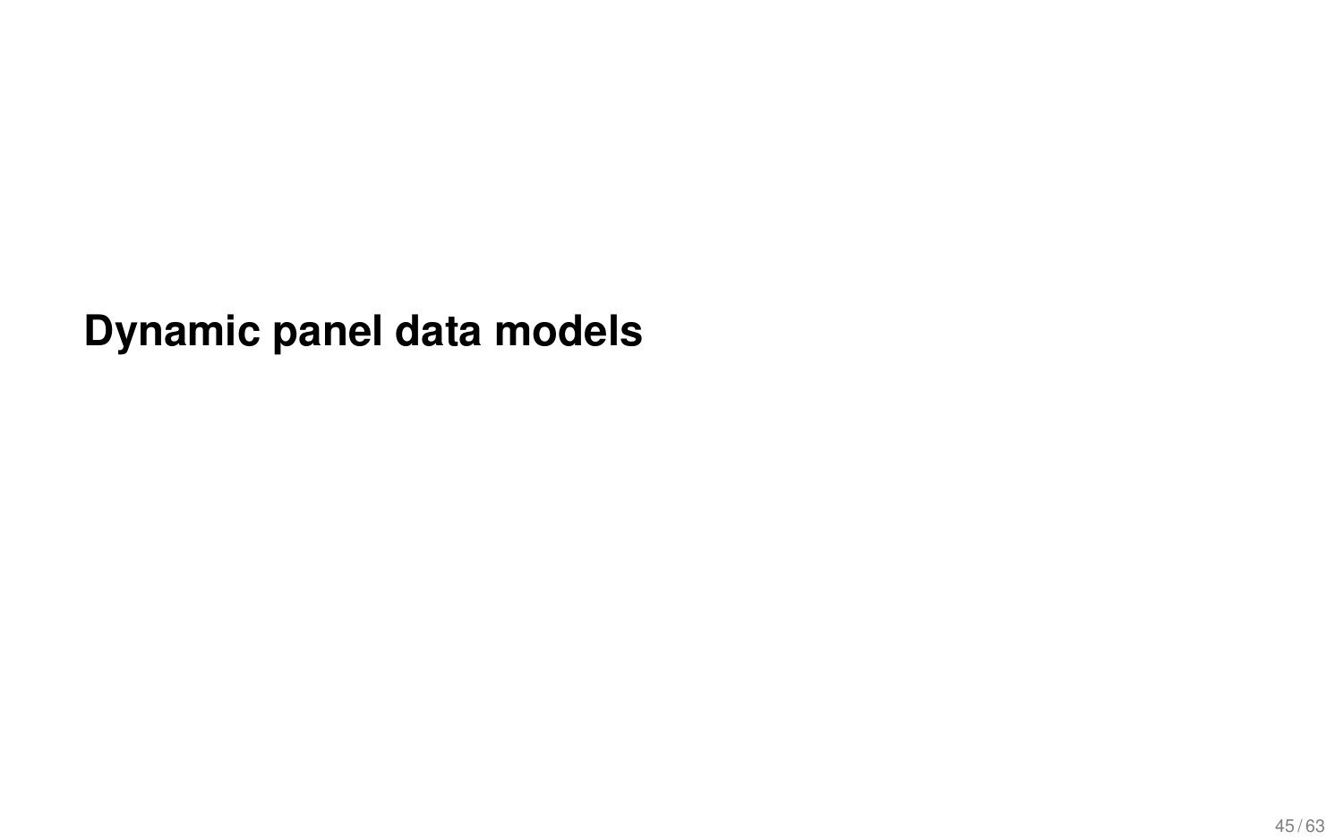# Dynamic panel data models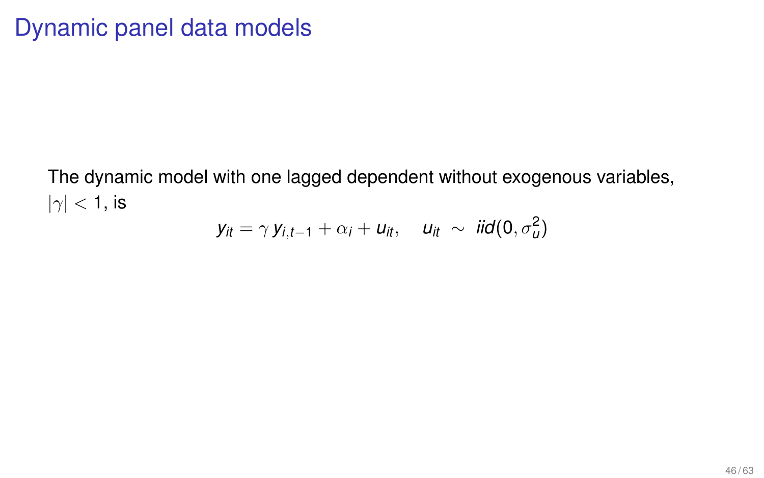# Dynamic panel data models

The dynamic model with one lagged dependent without exogenous variables, $|\gamma| < 1$, is

$$y_{it} = \gamma \, y_{i,t-1} + \alpha_i + u_{it}, \quad u_{it} \ \sim \ iid(0, \sigma_u^2)$$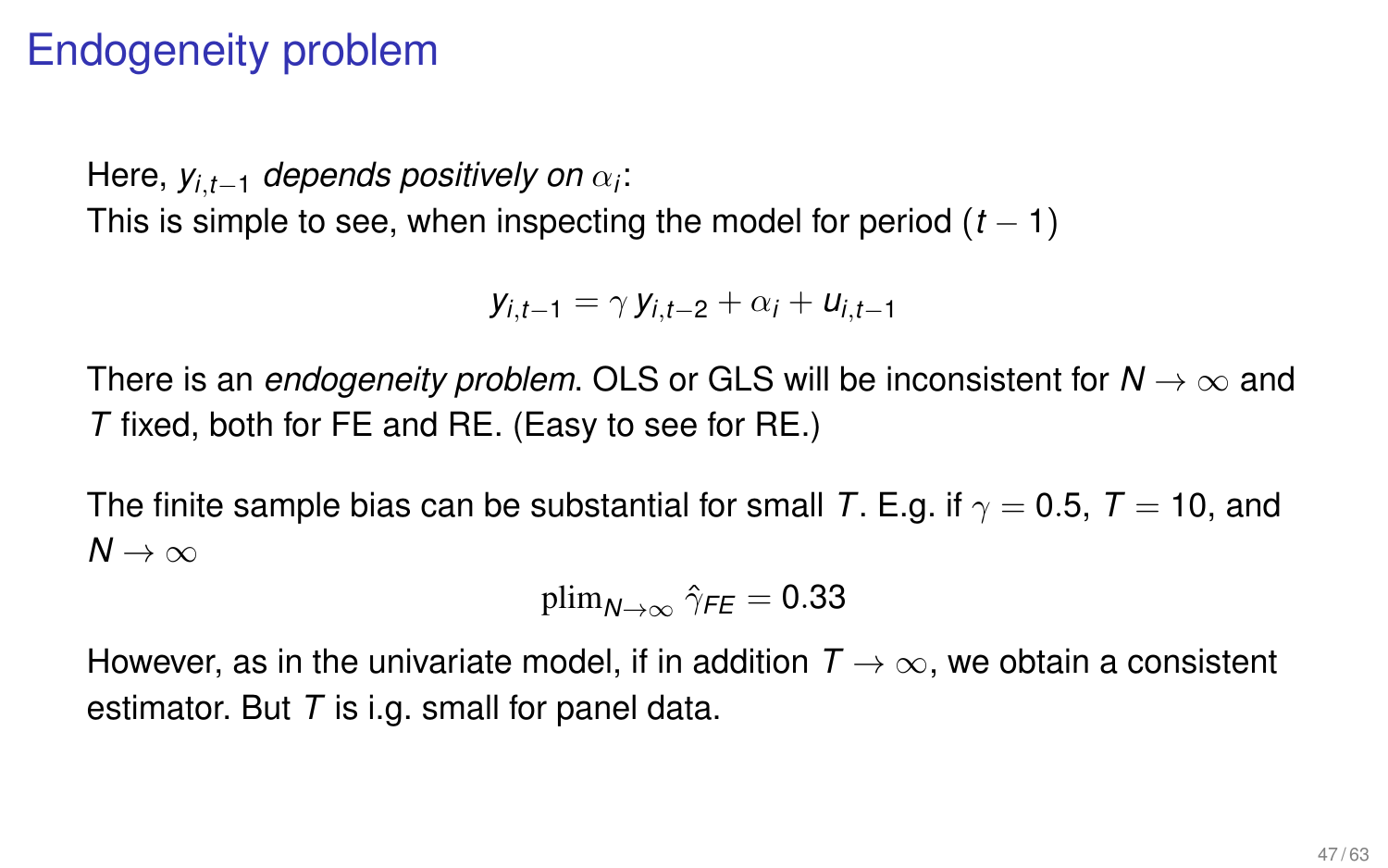# Endogeneity problem

Here, $y_{i,t-1}$ *depends positively on* $\alpha_i$:
This is simple to see, when inspecting the model for period $(t-1)$

$$y_{i,t-1} = \gamma \, y_{i,t-2} + \alpha_i + u_{i,t-1}$$

There is an *endogeneity problem*. OLS or GLS will be inconsistent for $N \to \infty$ and $T$ fixed, both for FE and RE. (Easy to see for RE.)

The finite sample bias can be substantial for small $T$. E.g. if $\gamma = 0.5$, $T = 10$, and $N \to \infty$

$$\text{plim}_{N \to \infty} \, \hat{\gamma}_{FE} = 0.33$$

However, as in the univariate model, if in addition $T \to \infty$, we obtain a consistent estimator. But $T$ is i.g. small for panel data.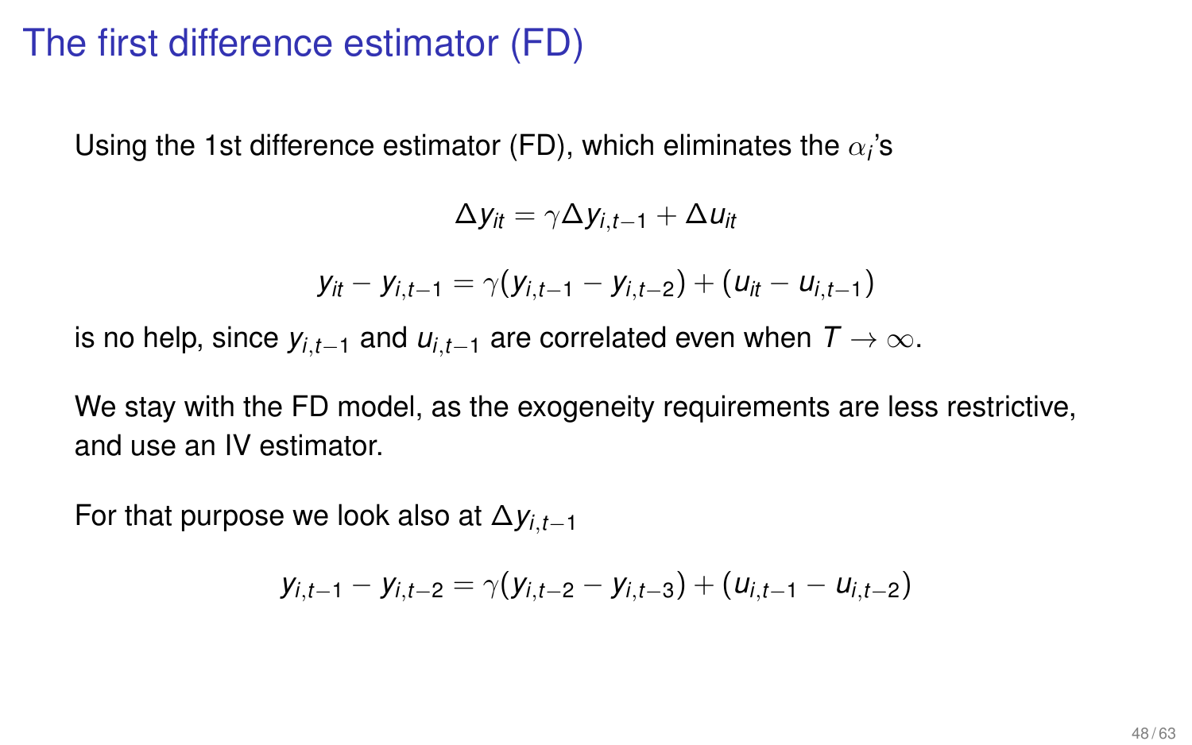# The first difference estimator (FD)

Using the 1st difference estimator (FD), which eliminates the $\alpha_i$'s

$$\Delta y_{it} = \gamma \Delta y_{i,t-1} + \Delta u_{it}$$

$$y_{it} - y_{i,t-1} = \gamma (y_{i,t-1} - y_{i,t-2}) + (u_{it} - u_{i,t-1})$$

is no help, since $y_{i,t-1}$ and $u_{i,t-1}$ are correlated even when $T \to \infty$.

We stay with the FD model, as the exogeneity requirements are less restrictive, and use an IV estimator.

For that purpose we look also at $\Delta y_{i,t-1}$

$$y_{i,t-1} - y_{i,t-2} = \gamma (y_{i,t-2} - y_{i,t-3}) + (u_{i,t-1} - u_{i,t-2})$$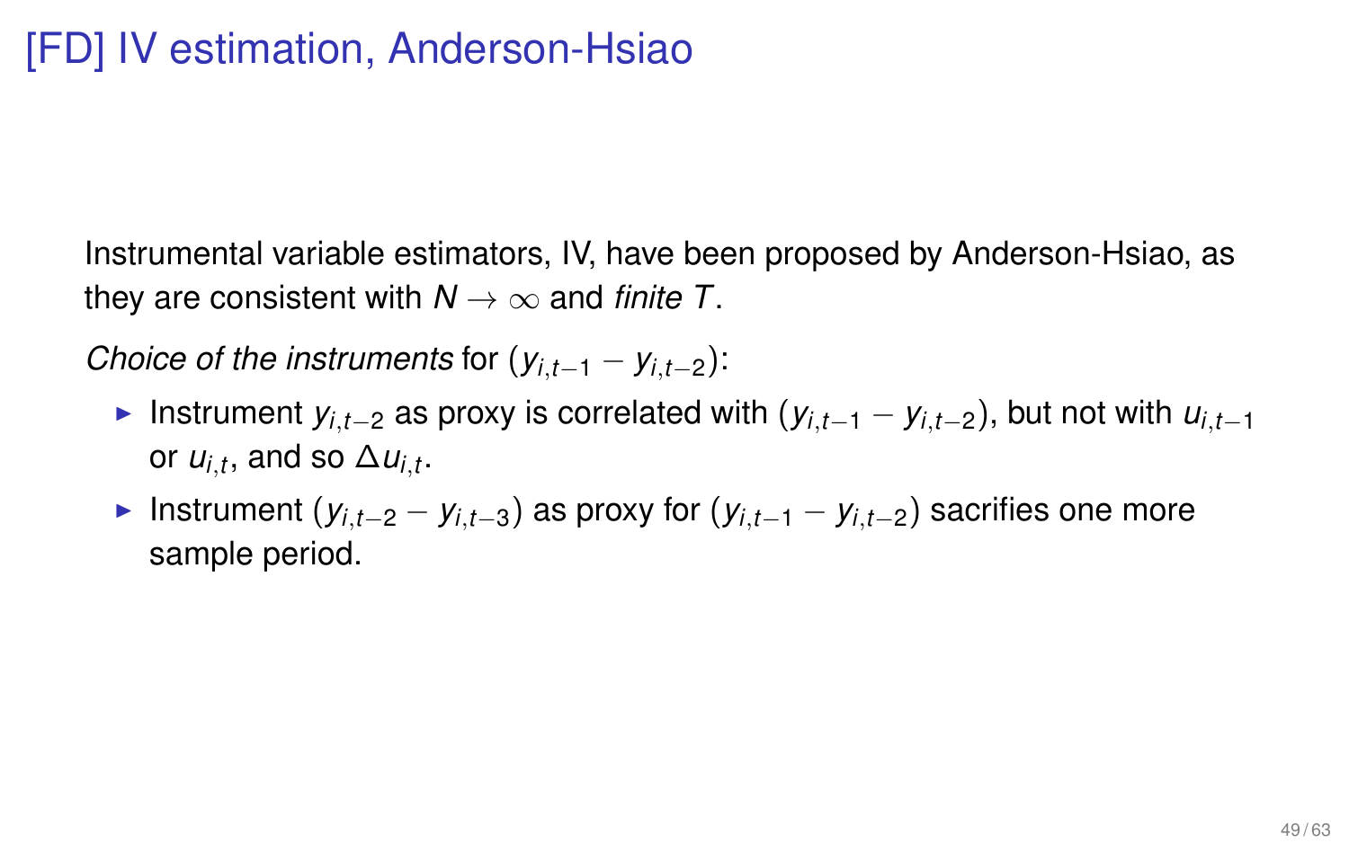# [FD] IV estimation, Anderson-Hsiao

Instrumental variable estimators, IV, have been proposed by Anderson-Hsiao, as they are consistent with $N \to \infty$ and *finite* $T$.

*Choice of the instruments* for $(y_{i,t-1} - y_{i,t-2})$:

- Instrument $y_{i,t-2}$ as proxy is correlated with $(y_{i,t-1} - y_{i,t-2})$, but not with $u_{i,t-1}$ or $u_{i,t}$, and so $\Delta u_{i,t}$.
- Instrument $(y_{i,t-2} - y_{i,t-3})$ as proxy for $(y_{i,t-1} - y_{i,t-2})$ sacrifies one more sample period.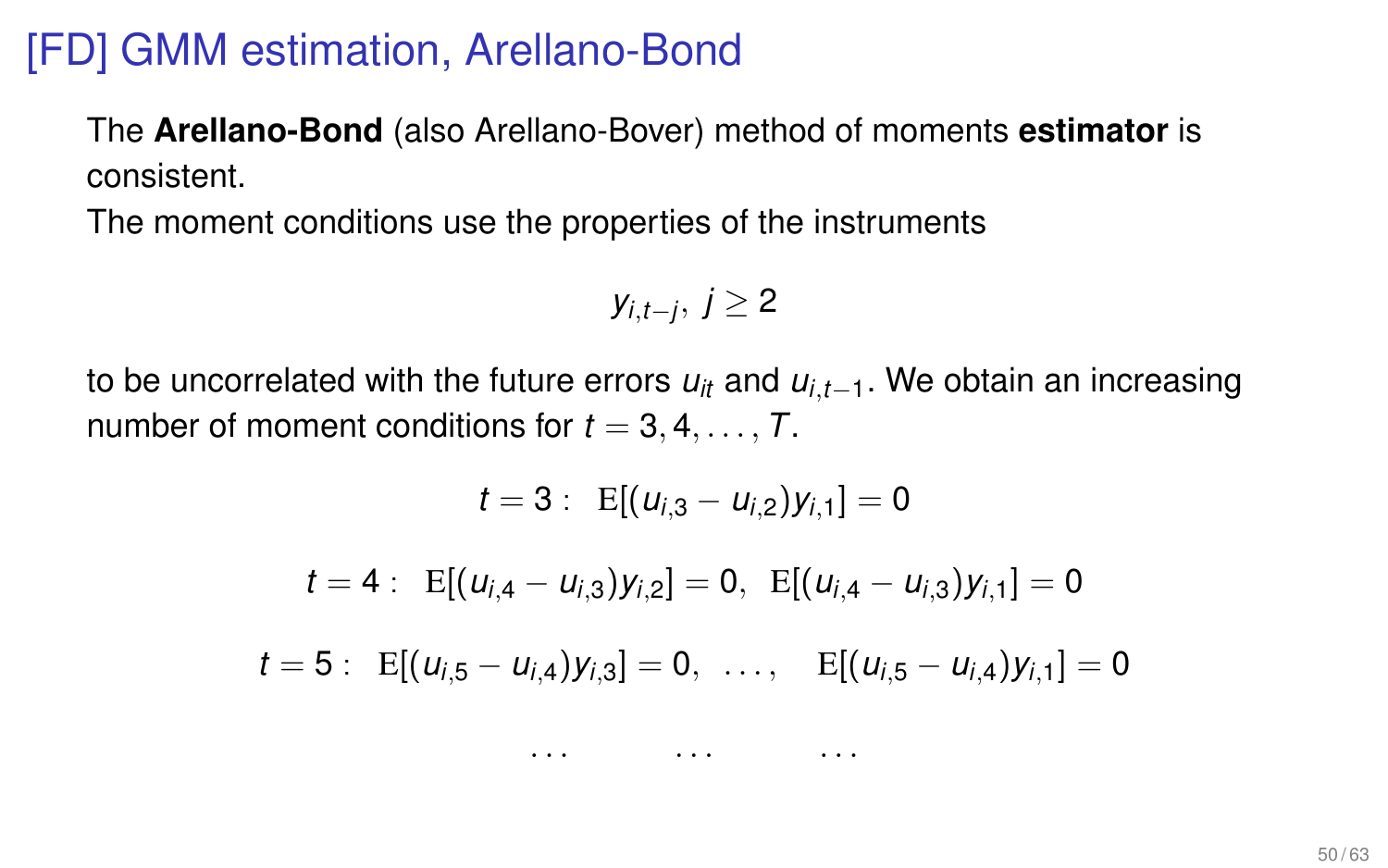# [FD] GMM estimation, Arellano-Bond

The **Arellano-Bond** (also Arellano-Bover) method of moments **estimator** is consistent.

The moment conditions use the properties of the instruments

$$y_{i,t-j},\ j \geq 2$$

to be uncorrelated with the future errors $u_{it}$ and $u_{i,t-1}$. We obtain an increasing number of moment conditions for $t = 3, 4, \ldots, T$.

$$t = 3: \ \ \mathrm{E}[(u_{i,3} - u_{i,2})y_{i,1}] = 0$$

$$t = 4: \ \ \mathrm{E}[(u_{i,4} - u_{i,3})y_{i,2}] = 0, \ \ \mathrm{E}[(u_{i,4} - u_{i,3})y_{i,1}] = 0$$

$$t = 5: \ \ \mathrm{E}[(u_{i,5} - u_{i,4})y_{i,3}] = 0, \ \ \ldots, \quad \mathrm{E}[(u_{i,5} - u_{i,4})y_{i,1}] = 0$$

$$\ldots \qquad \ldots \qquad \ldots$$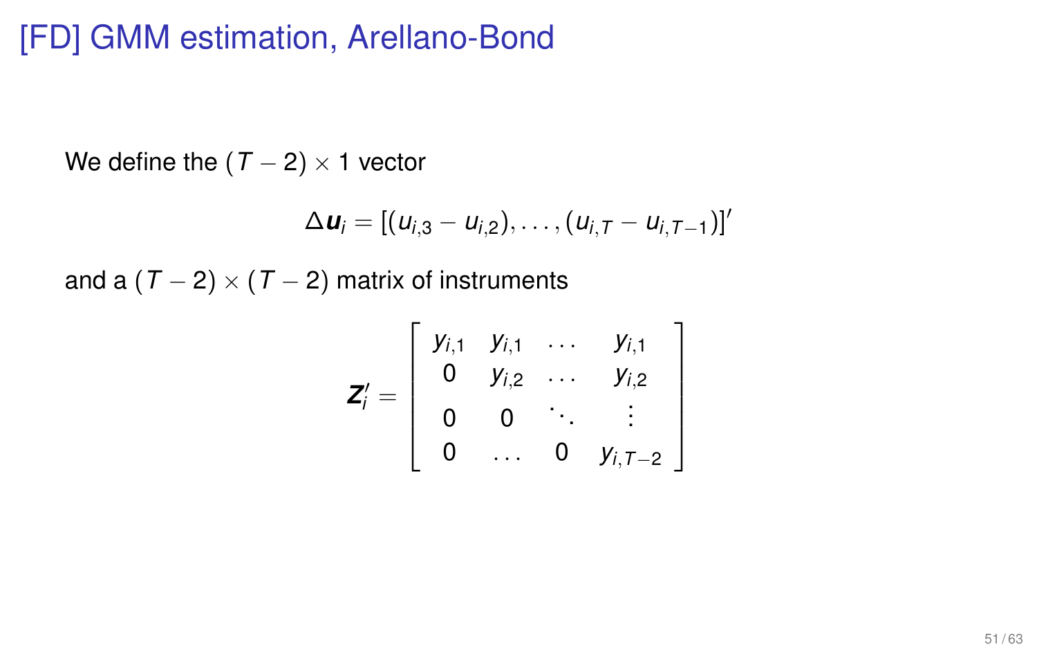# [FD] GMM estimation, Arellano-Bond

We define the $(T-2) \times 1$ vector

$$\Delta \boldsymbol{u}_i = [(u_{i,3} - u_{i,2}), \ldots, (u_{i,T} - u_{i,T-1})]'$$

and a $(T-2) \times (T-2)$ matrix of instruments

$$\boldsymbol{Z}_i' = \begin{bmatrix} y_{i,1} & y_{i,1} & \ldots & y_{i,1} \\ 0 & y_{i,2} & \ldots & y_{i,2} \\ 0 & 0 & \ddots & \vdots \\ 0 & \ldots & 0 & y_{i,T-2} \end{bmatrix}$$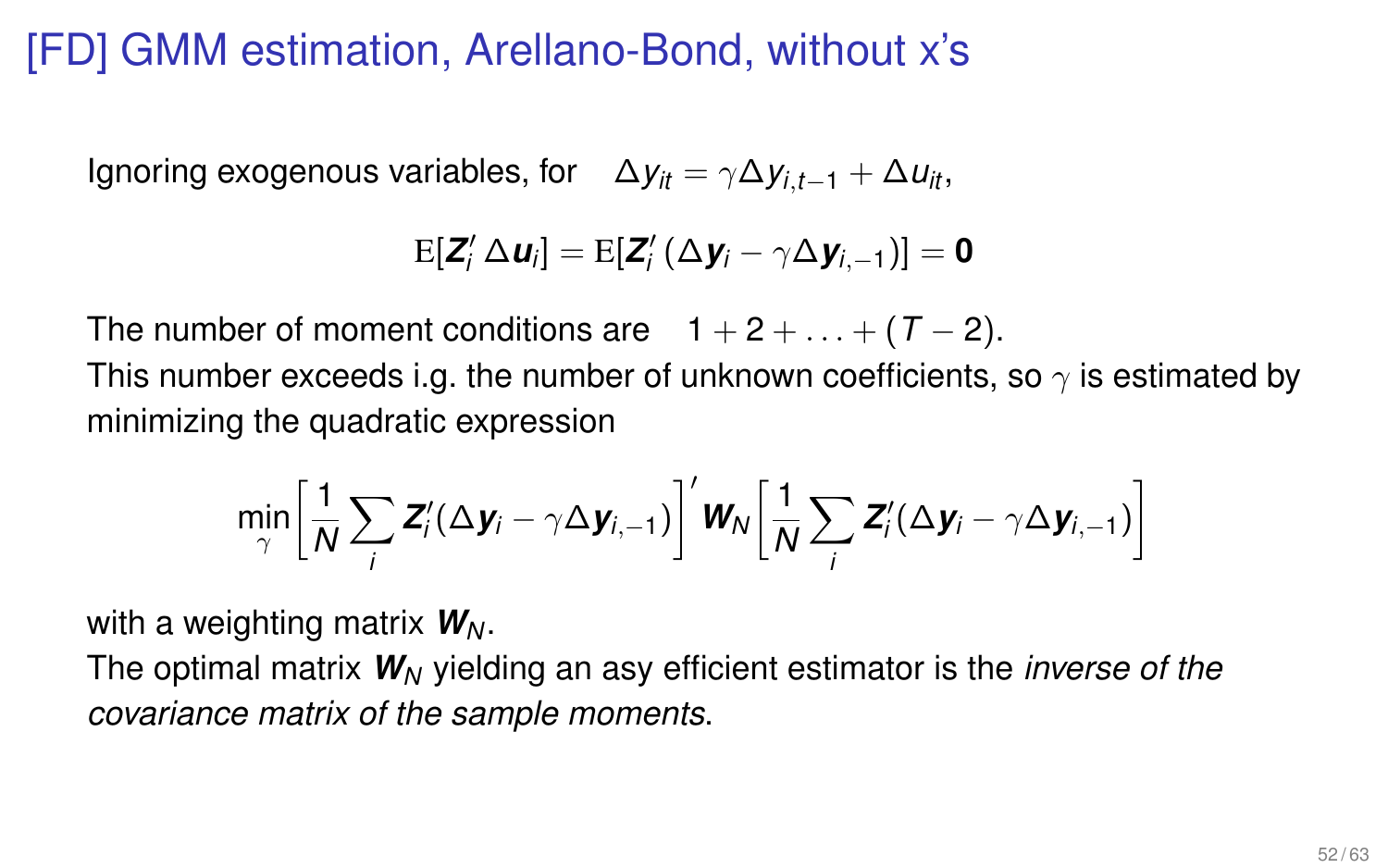# [FD] GMM estimation, Arellano-Bond, without x's

Ignoring exogenous variables, for $\Delta y_{it} = \gamma \Delta y_{i,t-1} + \Delta u_{it}$,

$$\mathrm{E}[\boldsymbol{Z}_i' \, \Delta \boldsymbol{u}_i] = \mathrm{E}[\boldsymbol{Z}_i' \, (\Delta \boldsymbol{y}_i - \gamma \Delta \boldsymbol{y}_{i,-1})] = \boldsymbol{0}$$

The number of moment conditions are $1 + 2 + \ldots + (T-2)$.
This number exceeds i.g. the number of unknown coefficients, so $\gamma$ is estimated by minimizing the quadratic expression

$$\min_{\gamma} \left[ \frac{1}{N} \sum_i \boldsymbol{Z}_i' (\Delta \boldsymbol{y}_i - \gamma \Delta \boldsymbol{y}_{i,-1}) \right]' \boldsymbol{W}_N \left[ \frac{1}{N} \sum_i \boldsymbol{Z}_i' (\Delta \boldsymbol{y}_i - \gamma \Delta \boldsymbol{y}_{i,-1}) \right]$$

with a weighting matrix $\boldsymbol{W}_N$.
The optimal matrix $\boldsymbol{W}_N$ yielding an asy efficient estimator is the *inverse of the covariance matrix of the sample moments*.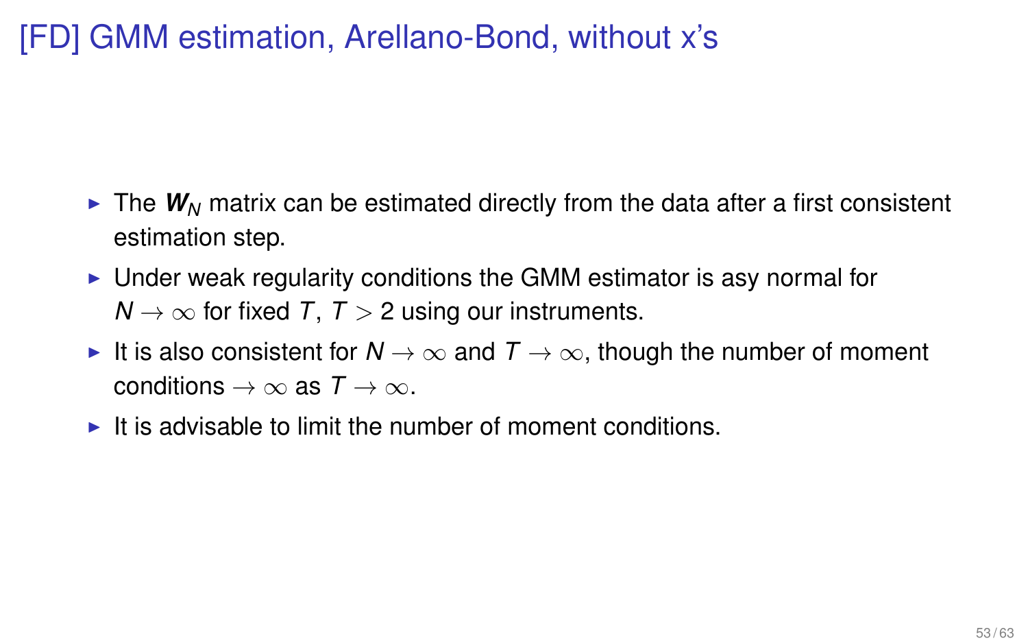# [FD] GMM estimation, Arellano-Bond, without x's

- The $\boldsymbol{W}_N$ matrix can be estimated directly from the data after a first consistent estimation step.
- Under weak regularity conditions the GMM estimator is asy normal for $N \to \infty$ for fixed $T$, $T > 2$ using our instruments.
- It is also consistent for $N \to \infty$ and $T \to \infty$, though the number of moment conditions $\to \infty$ as $T \to \infty$.
- It is advisable to limit the number of moment conditions.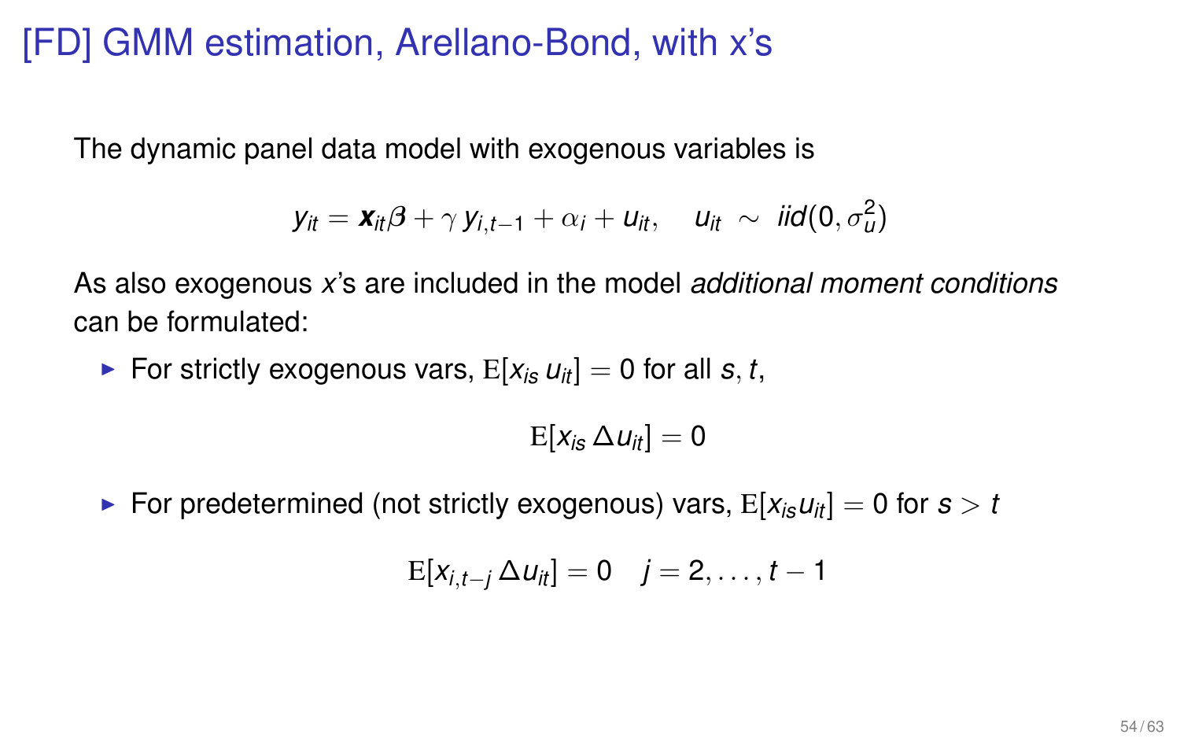# [FD] GMM estimation, Arellano-Bond, with x's

The dynamic panel data model with exogenous variables is

$$y_{it} = \boldsymbol{x}_{it}\boldsymbol{\beta} + \gamma\, y_{i,t-1} + \alpha_i + u_{it}, \quad u_{it} \sim iid(0, \sigma_u^2)$$

As also exogenous $x$'s are included in the model *additional moment conditions* can be formulated:

- For strictly exogenous vars, $\mathrm{E}[x_{is}\, u_{it}] = 0$ for all $s, t$,

$$\mathrm{E}[x_{is}\, \Delta u_{it}] = 0$$

- For predetermined (not strictly exogenous) vars, $\mathrm{E}[x_{is} u_{it}] = 0$ for $s > t$

$$\mathrm{E}[x_{i,t-j}\, \Delta u_{it}] = 0 \quad j = 2, \ldots, t-1$$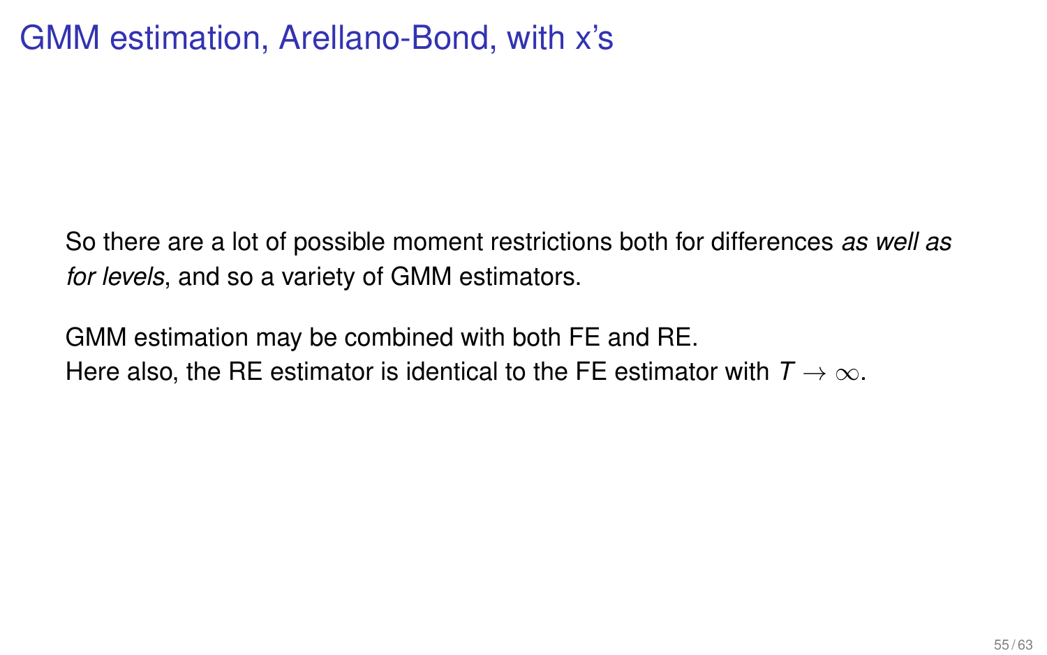# GMM estimation, Arellano-Bond, with x's

So there are a lot of possible moment restrictions both for differences *as well as for levels*, and so a variety of GMM estimators.

GMM estimation may be combined with both FE and RE.
Here also, the RE estimator is identical to the FE estimator with $T \to \infty$.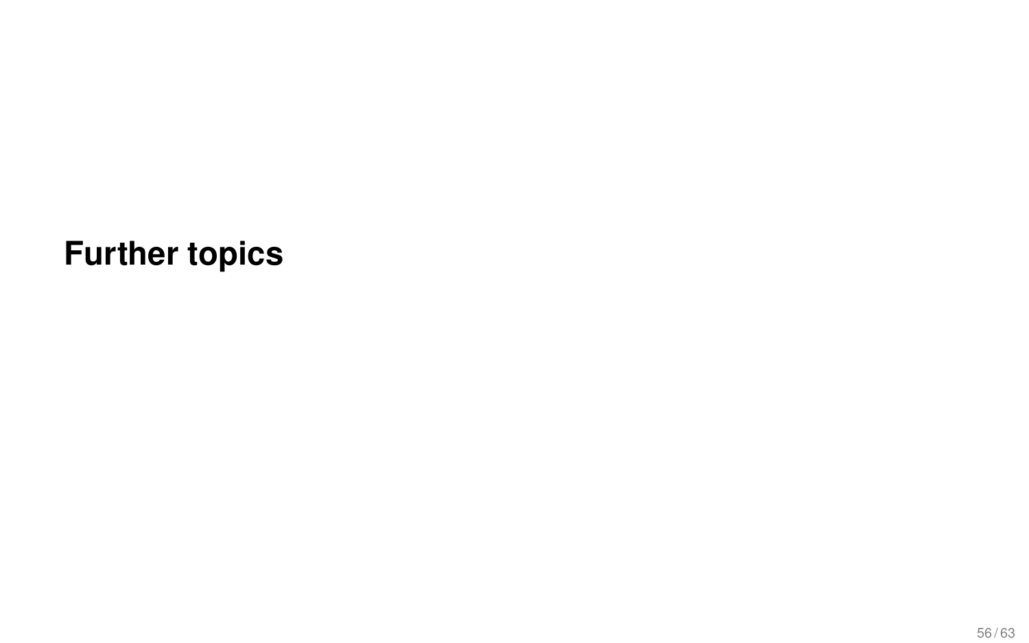# Further topics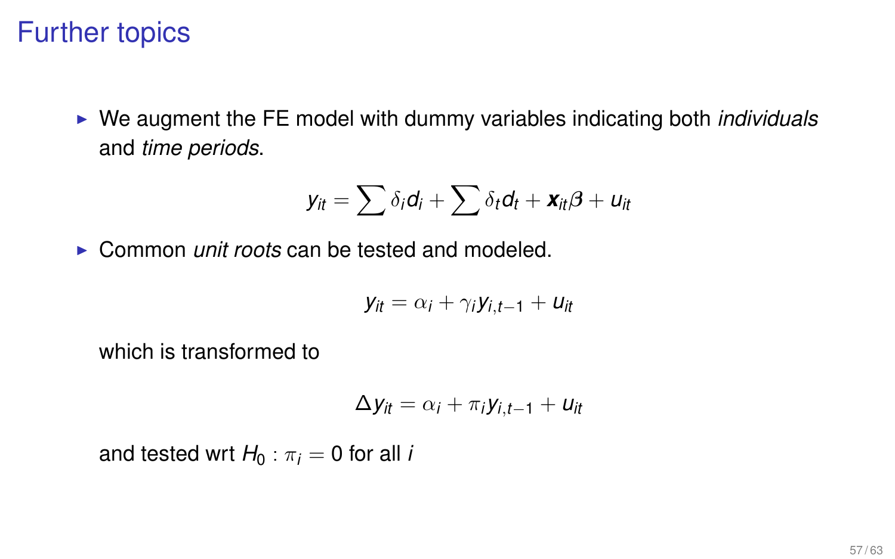# Further topics

- We augment the FE model with dummy variables indicating both *individuals* and *time periods*.

$$y_{it} = \sum \delta_i d_i + \sum \delta_t d_t + \boldsymbol{x}_{it}\boldsymbol{\beta} + u_{it}$$

- Common *unit roots* can be tested and modeled.

$$y_{it} = \alpha_i + \gamma_i y_{i,t-1} + u_{it}$$

  which is transformed to

$$\Delta y_{it} = \alpha_i + \pi_i y_{i,t-1} + u_{it}$$

  and tested wrt $H_0 : \pi_i = 0$ for all $i$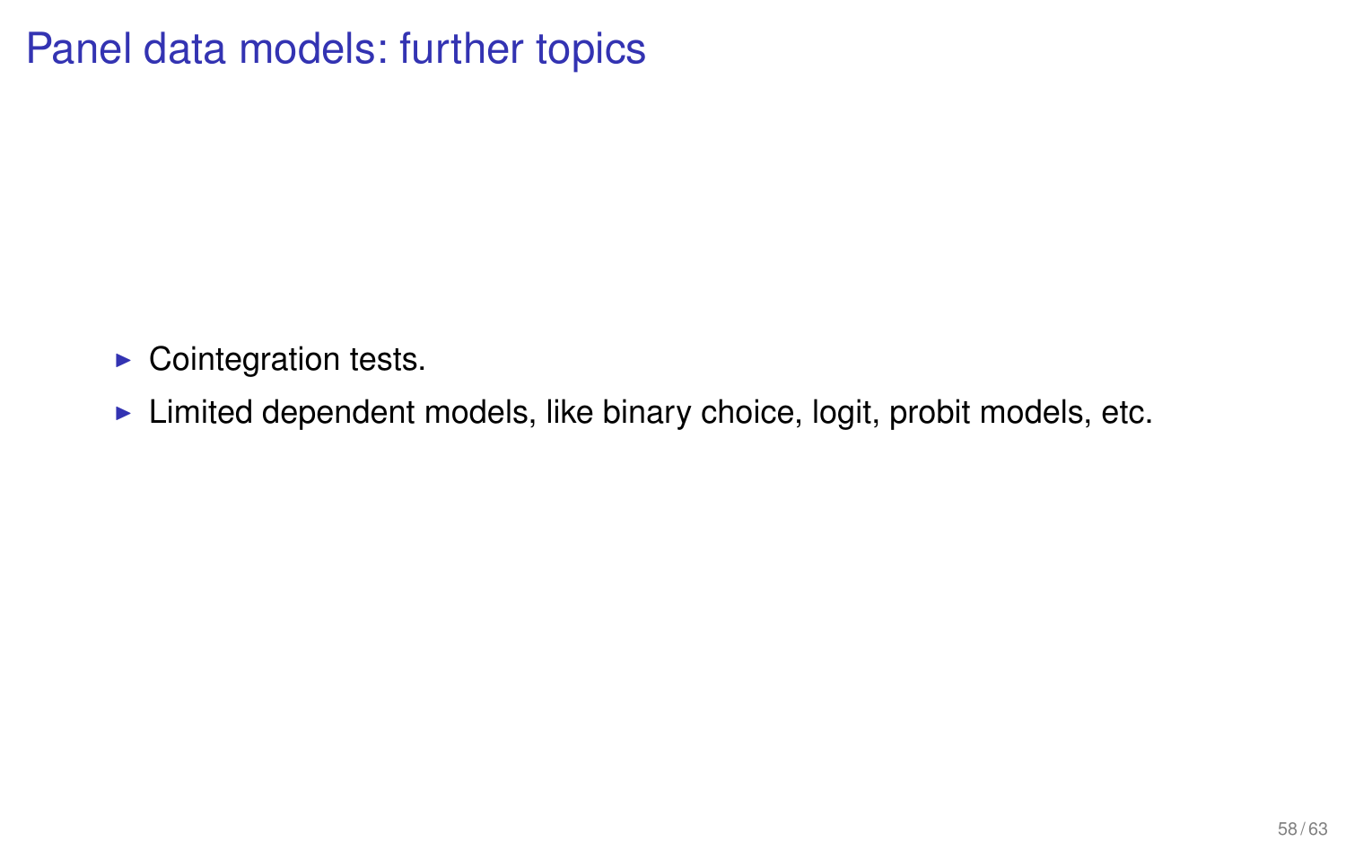# Panel data models: further topics

- Cointegration tests.
- Limited dependent models, like binary choice, logit, probit models, etc.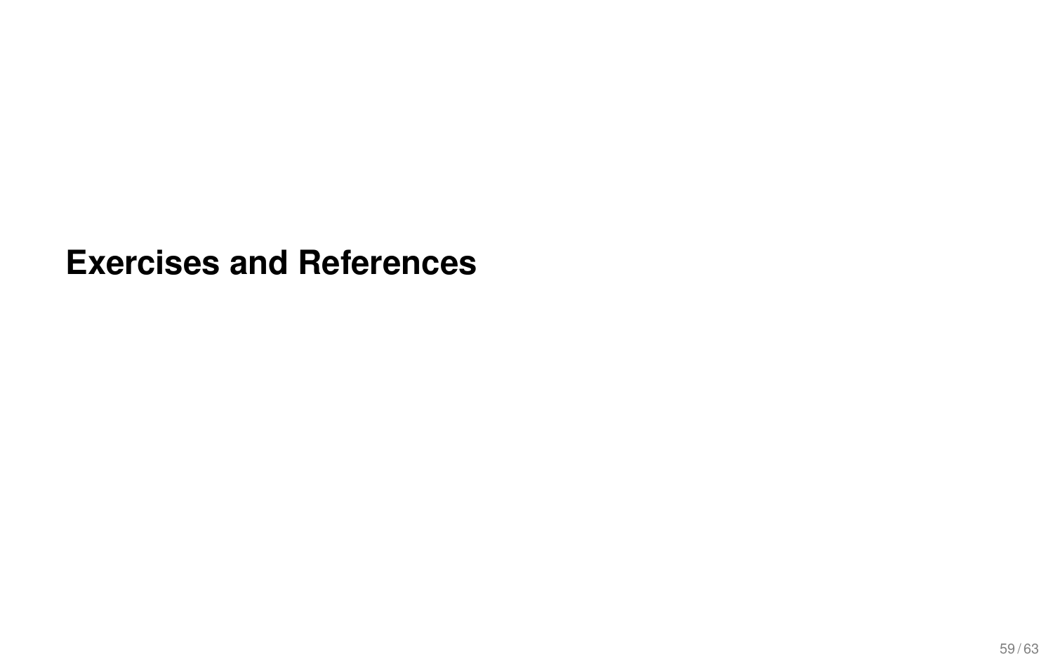# Exercises and References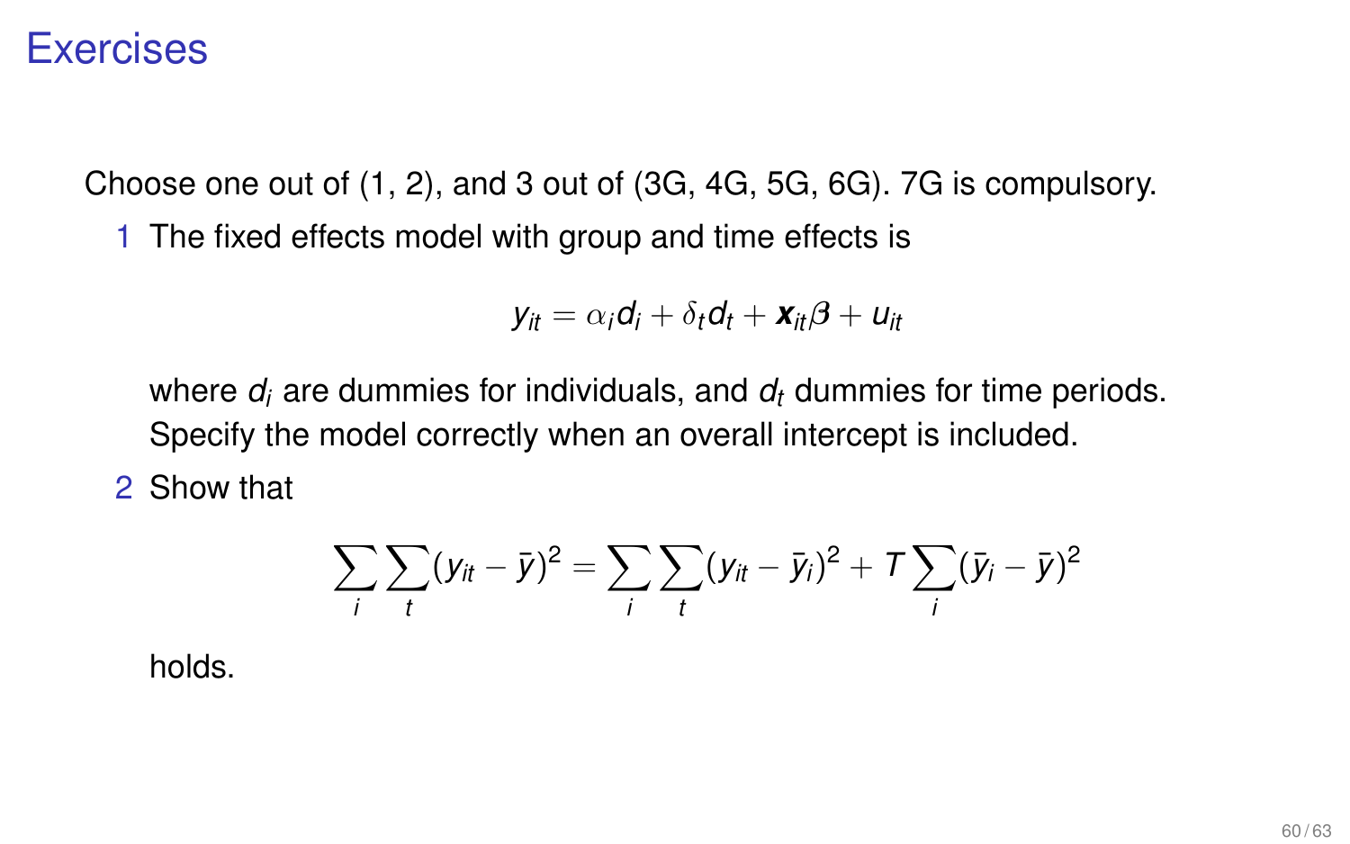# Exercises

Choose one out of (1, 2), and 3 out of (3G, 4G, 5G, 6G). 7G is compulsory.

1. The fixed effects model with group and time effects is

$$y_{it} = \alpha_i d_i + \delta_t d_t + \boldsymbol{x}_{it}\boldsymbol{\beta} + u_{it}$$

   where $d_i$ are dummies for individuals, and $d_t$ dummies for time periods. Specify the model correctly when an overall intercept is included.

2. Show that

$$\sum_i \sum_t (y_{it} - \bar{y})^2 = \sum_i \sum_t (y_{it} - \bar{y}_i)^2 + T \sum_i (\bar{y}_i - \bar{y})^2$$

   holds.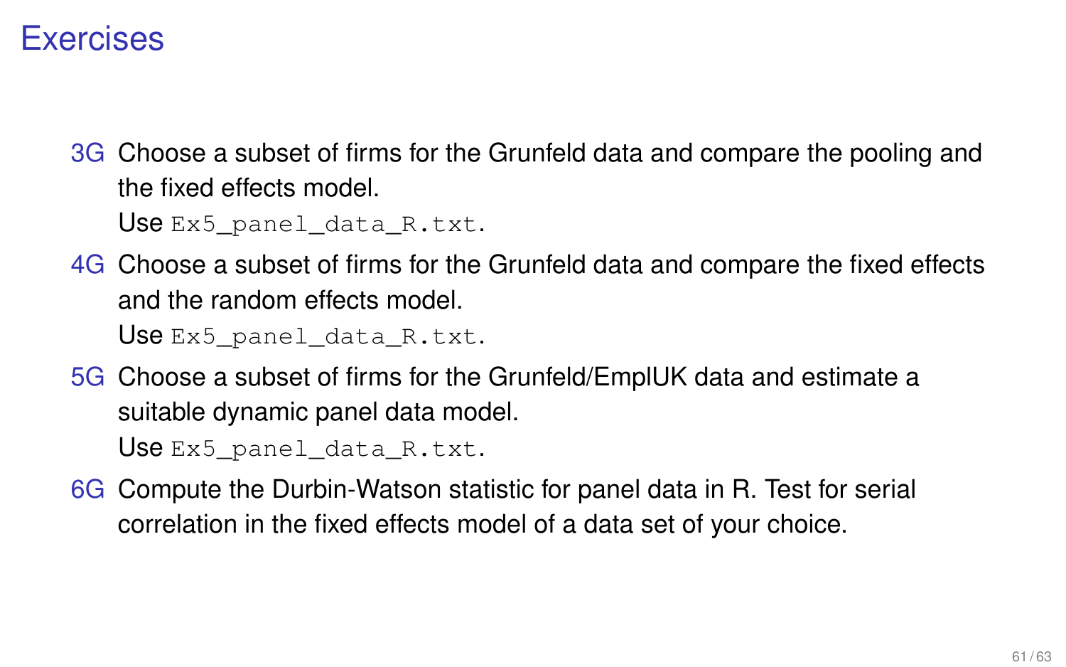# Exercises

- **3G** Choose a subset of firms for the Grunfeld data and compare the pooling and the fixed effects model.
  Use `Ex5_panel_data_R.txt`.
- **4G** Choose a subset of firms for the Grunfeld data and compare the fixed effects and the random effects model.
  Use `Ex5_panel_data_R.txt`.
- **5G** Choose a subset of firms for the Grunfeld/EmplUK data and estimate a suitable dynamic panel data model.
  Use `Ex5_panel_data_R.txt`.
- **6G** Compute the Durbin-Watson statistic for panel data in R. Test for serial correlation in the fixed effects model of a data set of your choice.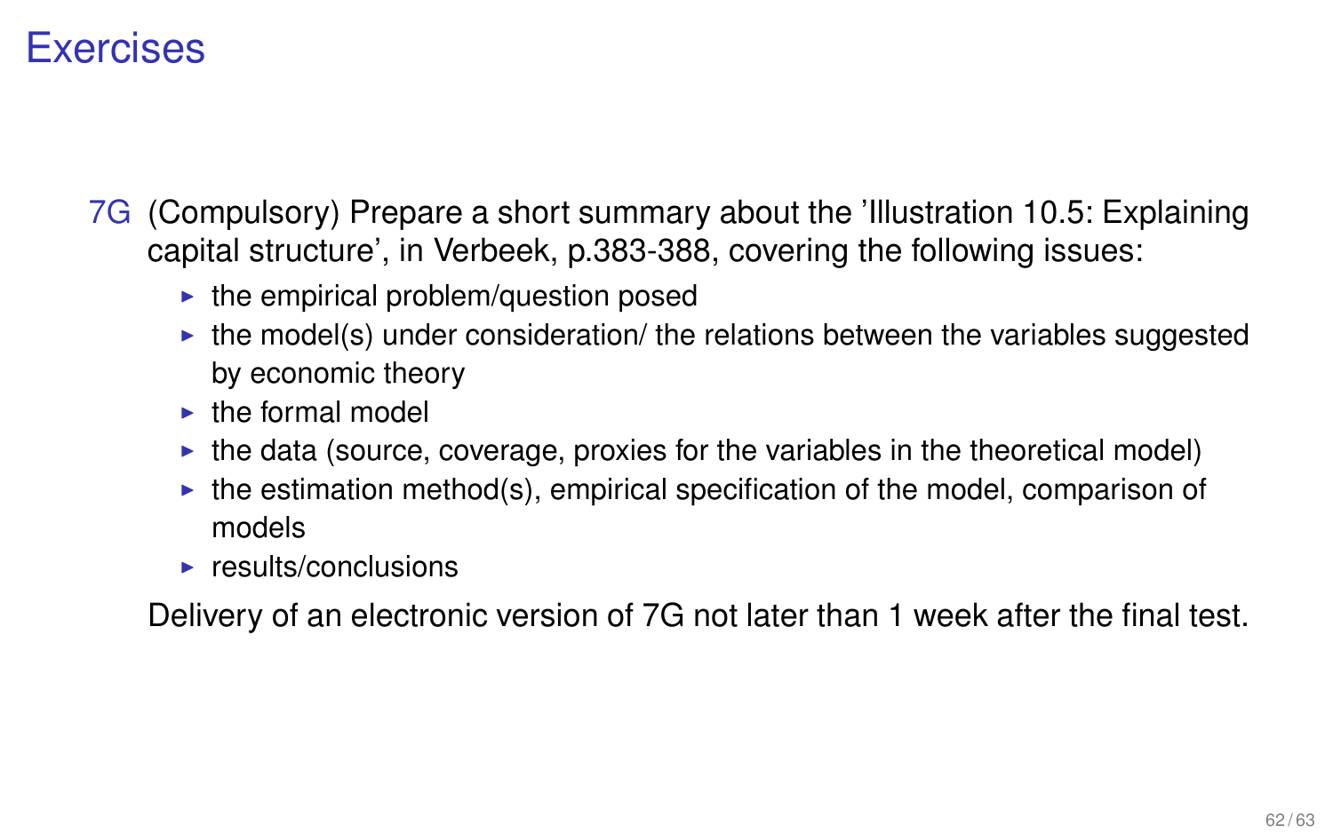# Exercises

7G (Compulsory) Prepare a short summary about the 'Illustration 10.5: Explaining capital structure', in Verbeek, p.383-388, covering the following issues:

- the empirical problem/question posed
- the model(s) under consideration/ the relations between the variables suggested by economic theory
- the formal model
- the data (source, coverage, proxies for the variables in the theoretical model)
- the estimation method(s), empirical specification of the model, comparison of models
- results/conclusions

Delivery of an electronic version of 7G not later than 1 week after the final test.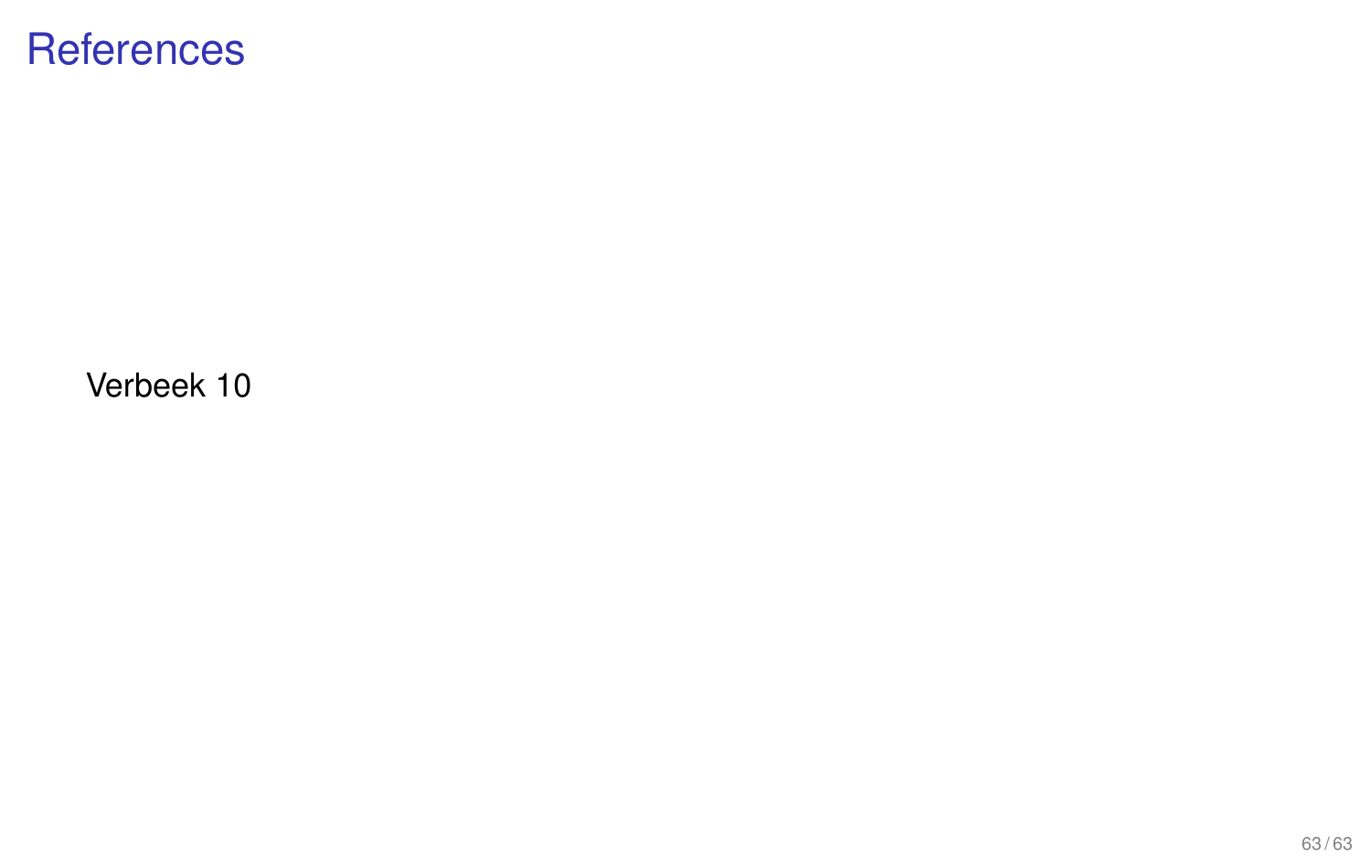# References

Verbeek 10